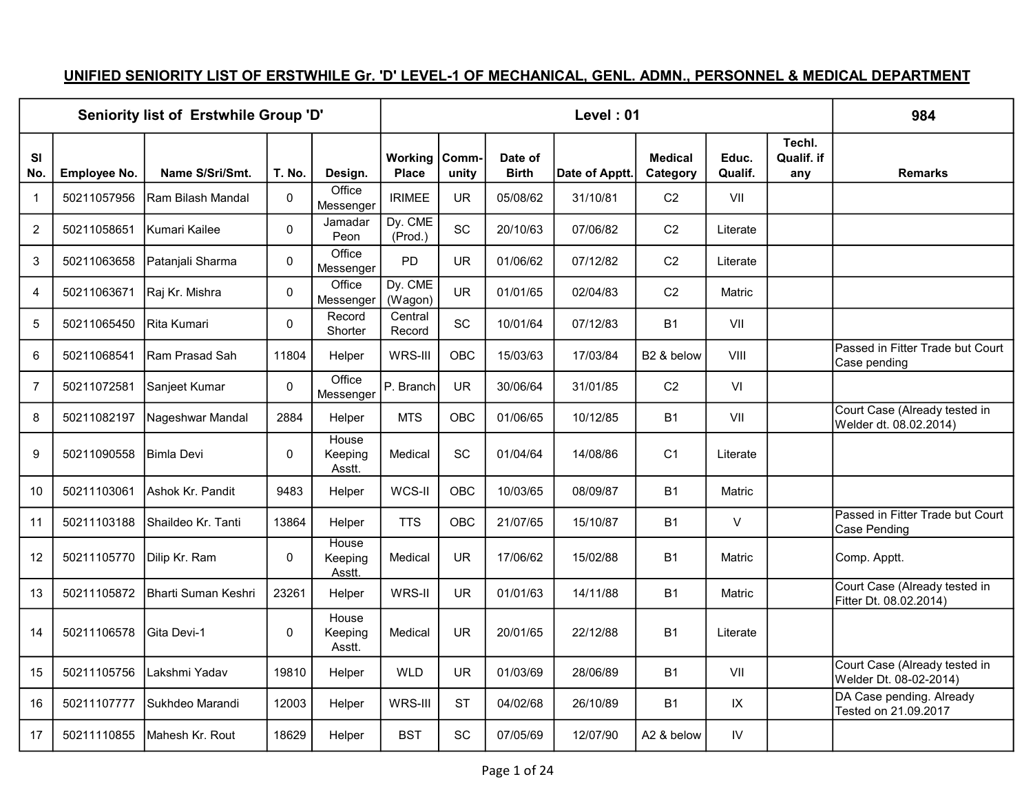# UNIFIED SENIORITY LIST OF ERSTWHILE Gr. 'D' LEVEL-1 OF MECHANICAL, GENL. ADMN., PERSONNEL & MEDICAL DEPARTMENT

| Seniority list of Erstwhile Group 'D' | | | | | Level : 01 | | | | | | | 984 |
|---|---|---|---|---|---|---|---|---|---|---|---|---|
| Sl No. | Employee No. | Name S/Sri/Smt. | T. No. | Design. | Working Place | Comm-unity | Date of Birth | Date of Apptt. | Medical Category | Educ. Qualif. | Techl. Qualif. if any | Remarks |
| 1 | 50211057956 | Ram Bilash Mandal | 0 | Office Messenger | IRIMEE | UR | 05/08/62 | 31/10/81 | C2 | VII | | |
| 2 | 50211058651 | Kumari Kailee | 0 | Jamadar Peon | Dy. CME (Prod.) | SC | 20/10/63 | 07/06/82 | C2 | Literate | | |
| 3 | 50211063658 | Patanjali Sharma | 0 | Office Messenger | PD | UR | 01/06/62 | 07/12/82 | C2 | Literate | | |
| 4 | 50211063671 | Raj Kr. Mishra | 0 | Office Messenger | Dy. CME (Wagon) | UR | 01/01/65 | 02/04/83 | C2 | Matric | | |
| 5 | 50211065450 | Rita Kumari | 0 | Record Shorter | Central Record | SC | 10/01/64 | 07/12/83 | B1 | VII | | |
| 6 | 50211068541 | Ram Prasad Sah | 11804 | Helper | WRS-III | OBC | 15/03/63 | 17/03/84 | B2 & below | VIII | | Passed in Fitter Trade but Court Case pending |
| 7 | 50211072581 | Sanjeet Kumar | 0 | Office Messenger | P. Branch | UR | 30/06/64 | 31/01/85 | C2 | VI | | |
| 8 | 50211082197 | Nageshwar Mandal | 2884 | Helper | MTS | OBC | 01/06/65 | 10/12/85 | B1 | VII | | Court Case (Already tested in Welder dt. 08.02.2014) |
| 9 | 50211090558 | Bimla Devi | 0 | House Keeping Asstt. | Medical | SC | 01/04/64 | 14/08/86 | C1 | Literate | | |
| 10 | 50211103061 | Ashok Kr. Pandit | 9483 | Helper | WCS-II | OBC | 10/03/65 | 08/09/87 | B1 | Matric | | |
| 11 | 50211103188 | Shaildeo Kr. Tanti | 13864 | Helper | TTS | OBC | 21/07/65 | 15/10/87 | B1 | V | | Passed in Fitter Trade but Court Case Pending |
| 12 | 50211105770 | Dilip Kr. Ram | 0 | House Keeping Asstt. | Medical | UR | 17/06/62 | 15/02/88 | B1 | Matric | | Comp. Apptt. |
| 13 | 50211105872 | Bharti Suman Keshri | 23261 | Helper | WRS-II | UR | 01/01/63 | 14/11/88 | B1 | Matric | | Court Case (Already tested in Fitter Dt. 08.02.2014) |
| 14 | 50211106578 | Gita Devi-1 | 0 | House Keeping Asstt. | Medical | UR | 20/01/65 | 22/12/88 | B1 | Literate | | |
| 15 | 50211105756 | Lakshmi Yadav | 19810 | Helper | WLD | UR | 01/03/69 | 28/06/89 | B1 | VII | | Court Case (Already tested in Welder Dt. 08-02-2014) |
| 16 | 50211107777 | Sukhdeo Marandi | 12003 | Helper | WRS-III | ST | 04/02/68 | 26/10/89 | B1 | IX | | DA Case pending. Already Tested on 21.09.2017 |
| 17 | 50211110855 | Mahesh Kr. Rout | 18629 | Helper | BST | SC | 07/05/69 | 12/07/90 | A2 & below | IV | | |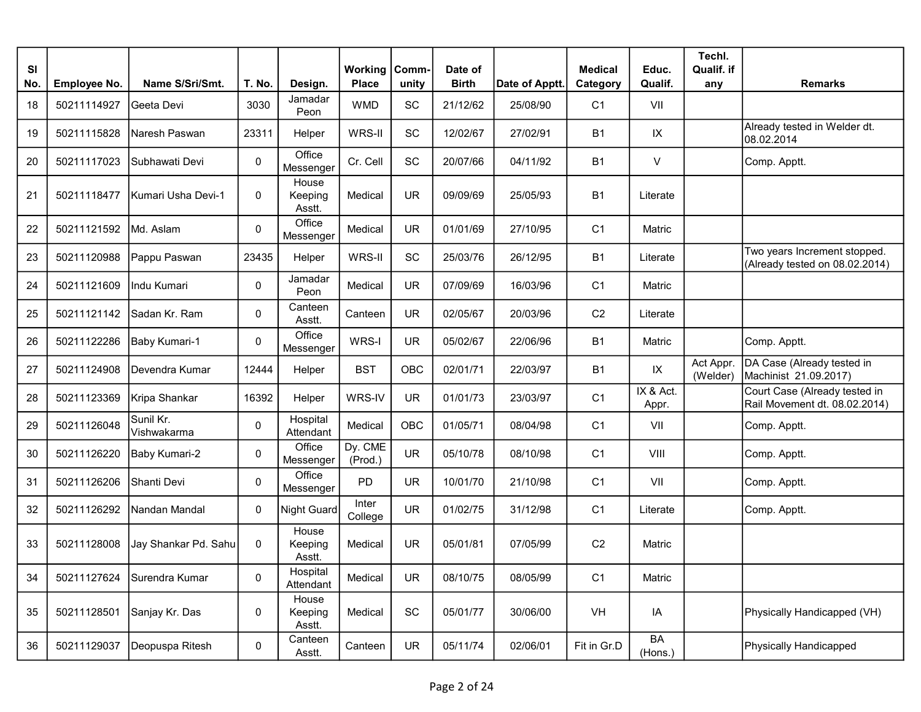| Sl No. | Employee No. | Name S/Sri/Smt. | T. No. | Design. | Working Place | Comm-unity | Date of Birth | Date of Apptt. | Medical Category | Educ. Qualif. | Techl. Qualif. if any | Remarks |
|---|---|---|---|---|---|---|---|---|---|---|---|---|
| 18 | 50211114927 | Geeta Devi | 3030 | Jamadar Peon | WMD | SC | 21/12/62 | 25/08/90 | C1 | VII | | |
| 19 | 50211115828 | Naresh Paswan | 23311 | Helper | WRS-II | SC | 12/02/67 | 27/02/91 | B1 | IX | | Already tested in Welder dt. 08.02.2014 |
| 20 | 50211117023 | Subhawati Devi | 0 | Office Messenger | Cr. Cell | SC | 20/07/66 | 04/11/92 | B1 | V | | Comp. Apptt. |
| 21 | 50211118477 | Kumari Usha Devi-1 | 0 | House Keeping Asstt. | Medical | UR | 09/09/69 | 25/05/93 | B1 | Literate | | |
| 22 | 50211121592 | Md. Aslam | 0 | Office Messenger | Medical | UR | 01/01/69 | 27/10/95 | C1 | Matric | | |
| 23 | 50211120988 | Pappu Paswan | 23435 | Helper | WRS-II | SC | 25/03/76 | 26/12/95 | B1 | Literate | | Two years Increment stopped. (Already tested on 08.02.2014) |
| 24 | 50211121609 | Indu Kumari | 0 | Jamadar Peon | Medical | UR | 07/09/69 | 16/03/96 | C1 | Matric | | |
| 25 | 50211121142 | Sadan Kr. Ram | 0 | Canteen Asstt. | Canteen | UR | 02/05/67 | 20/03/96 | C2 | Literate | | |
| 26 | 50211122286 | Baby Kumari-1 | 0 | Office Messenger | WRS-I | UR | 05/02/67 | 22/06/96 | B1 | Matric | | Comp. Apptt. |
| 27 | 50211124908 | Devendra Kumar | 12444 | Helper | BST | OBC | 02/01/71 | 22/03/97 | B1 | IX | Act Appr. (Welder) | DA Case (Already tested in Machinist 21.09.2017) |
| 28 | 50211123369 | Kripa Shankar | 16392 | Helper | WRS-IV | UR | 01/01/73 | 23/03/97 | C1 | IX & Act. Appr. | | Court Case (Already tested in Rail Movement dt. 08.02.2014) |
| 29 | 50211126048 | Sunil Kr. Vishwakarma | 0 | Hospital Attendant | Medical | OBC | 01/05/71 | 08/04/98 | C1 | VII | | Comp. Apptt. |
| 30 | 50211126220 | Baby Kumari-2 | 0 | Office Messenger | Dy. CME (Prod.) | UR | 05/10/78 | 08/10/98 | C1 | VIII | | Comp. Apptt. |
| 31 | 50211126206 | Shanti Devi | 0 | Office Messenger | PD | UR | 10/01/70 | 21/10/98 | C1 | VII | | Comp. Apptt. |
| 32 | 50211126292 | Nandan Mandal | 0 | Night Guard | Inter College | UR | 01/02/75 | 31/12/98 | C1 | Literate | | Comp. Apptt. |
| 33 | 50211128008 | Jay Shankar Pd. Sahu | 0 | House Keeping Asstt. | Medical | UR | 05/01/81 | 07/05/99 | C2 | Matric | | |
| 34 | 50211127624 | Surendra Kumar | 0 | Hospital Attendant | Medical | UR | 08/10/75 | 08/05/99 | C1 | Matric | | |
| 35 | 50211128501 | Sanjay Kr. Das | 0 | House Keeping Asstt. | Medical | SC | 05/01/77 | 30/06/00 | VH | IA | | Physically Handicapped (VH) |
| 36 | 50211129037 | Deopuspa Ritesh | 0 | Canteen Asstt. | Canteen | UR | 05/11/74 | 02/06/01 | Fit in Gr.D | BA (Hons.) | | Physically Handicapped |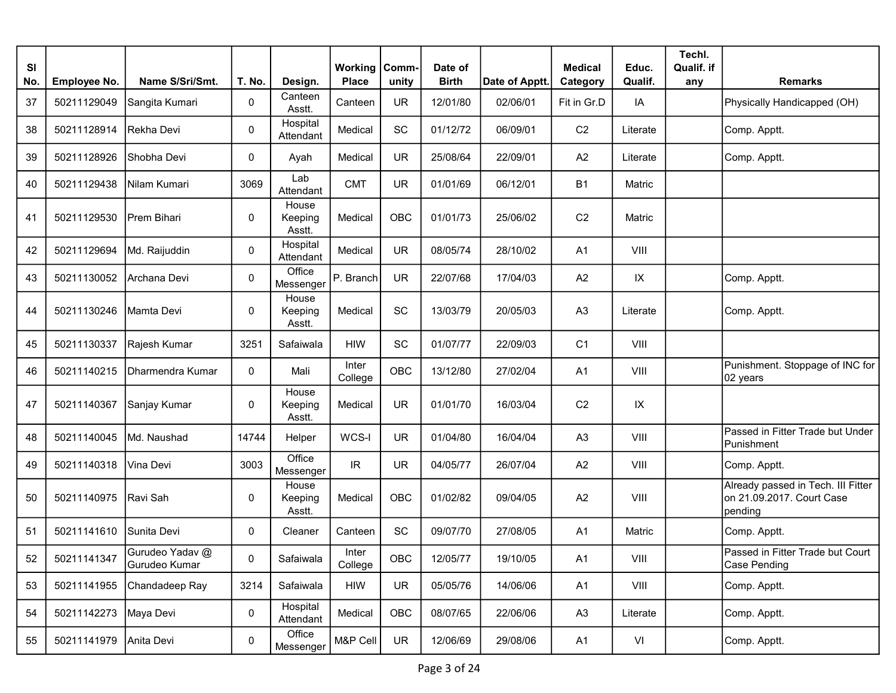| Sl No. | Employee No. | Name S/Sri/Smt. | T. No. | Design. | Working Place | Comm-unity | Date of Birth | Date of Apptt. | Medical Category | Educ. Qualif. | Techl. Qualif. if any | Remarks |
|---|---|---|---|---|---|---|---|---|---|---|---|---|
| 37 | 50211129049 | Sangita Kumari | 0 | Canteen Asstt. | Canteen | UR | 12/01/80 | 02/06/01 | Fit in Gr.D | IA | | Physically Handicapped (OH) |
| 38 | 50211128914 | Rekha Devi | 0 | Hospital Attendant | Medical | SC | 01/12/72 | 06/09/01 | C2 | Literate | | Comp. Apptt. |
| 39 | 50211128926 | Shobha Devi | 0 | Ayah | Medical | UR | 25/08/64 | 22/09/01 | A2 | Literate | | Comp. Apptt. |
| 40 | 50211129438 | Nilam Kumari | 3069 | Lab Attendant | CMT | UR | 01/01/69 | 06/12/01 | B1 | Matric | | |
| 41 | 50211129530 | Prem Bihari | 0 | House Keeping Asstt. | Medical | OBC | 01/01/73 | 25/06/02 | C2 | Matric | | |
| 42 | 50211129694 | Md. Raijuddin | 0 | Hospital Attendant | Medical | UR | 08/05/74 | 28/10/02 | A1 | VIII | | |
| 43 | 50211130052 | Archana Devi | 0 | Office Messenger | P. Branch | UR | 22/07/68 | 17/04/03 | A2 | IX | | Comp. Apptt. |
| 44 | 50211130246 | Mamta Devi | 0 | House Keeping Asstt. | Medical | SC | 13/03/79 | 20/05/03 | A3 | Literate | | Comp. Apptt. |
| 45 | 50211130337 | Rajesh Kumar | 3251 | Safaiwala | HIW | SC | 01/07/77 | 22/09/03 | C1 | VIII | | |
| 46 | 50211140215 | Dharmendra Kumar | 0 | Mali | Inter College | OBC | 13/12/80 | 27/02/04 | A1 | VIII | | Punishment. Stoppage of INC for 02 years |
| 47 | 50211140367 | Sanjay Kumar | 0 | House Keeping Asstt. | Medical | UR | 01/01/70 | 16/03/04 | C2 | IX | | |
| 48 | 50211140045 | Md. Naushad | 14744 | Helper | WCS-I | UR | 01/04/80 | 16/04/04 | A3 | VIII | | Passed in Fitter Trade but Under Punishment |
| 49 | 50211140318 | Vina Devi | 3003 | Office Messenger | IR | UR | 04/05/77 | 26/07/04 | A2 | VIII | | Comp. Apptt. |
| 50 | 50211140975 | Ravi Sah | 0 | House Keeping Asstt. | Medical | OBC | 01/02/82 | 09/04/05 | A2 | VIII | | Already passed in Tech. III Fitter on 21.09.2017. Court Case pending |
| 51 | 50211141610 | Sunita Devi | 0 | Cleaner | Canteen | SC | 09/07/70 | 27/08/05 | A1 | Matric | | Comp. Apptt. |
| 52 | 50211141347 | Gurudeo Yadav @ Gurudeo Kumar | 0 | Safaiwala | Inter College | OBC | 12/05/77 | 19/10/05 | A1 | VIII | | Passed in Fitter Trade but Court Case Pending |
| 53 | 50211141955 | Chandadeep Ray | 3214 | Safaiwala | HIW | UR | 05/05/76 | 14/06/06 | A1 | VIII | | Comp. Apptt. |
| 54 | 50211142273 | Maya Devi | 0 | Hospital Attendant | Medical | OBC | 08/07/65 | 22/06/06 | A3 | Literate | | Comp. Apptt. |
| 55 | 50211141979 | Anita Devi | 0 | Office Messenger | M&P Cell | UR | 12/06/69 | 29/08/06 | A1 | VI | | Comp. Apptt. |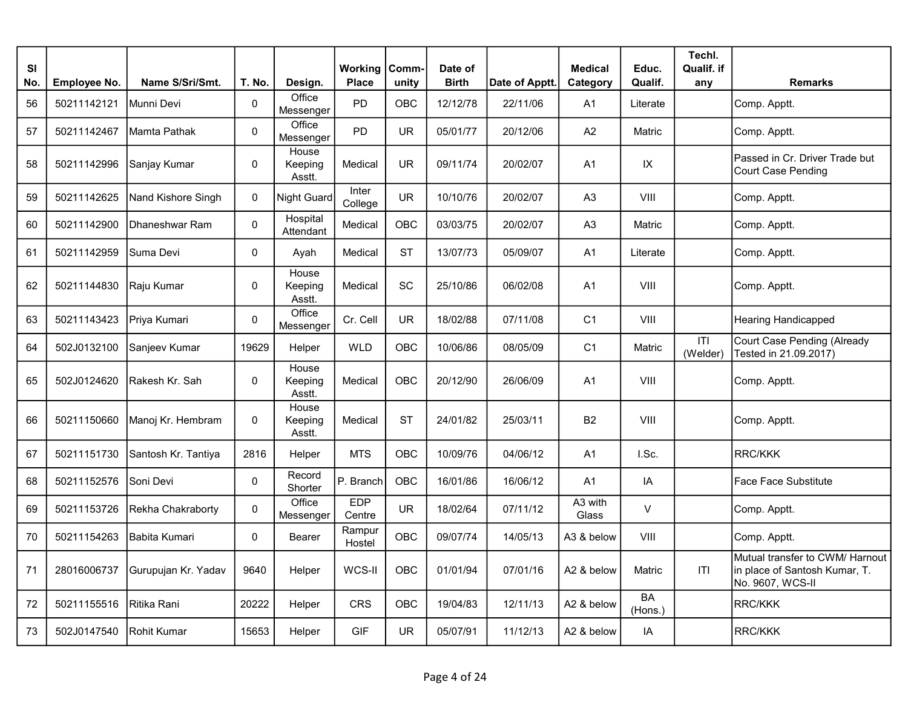| Sl No. | Employee No. | Name S/Sri/Smt. | T. No. | Design. | Working Place | Comm-unity | Date of Birth | Date of Apptt. | Medical Category | Educ. Qualif. | Techl. Qualif. if any | Remarks |
|---|---|---|---|---|---|---|---|---|---|---|---|---|
| 56 | 50211142121 | Munni Devi | 0 | Office Messenger | PD | OBC | 12/12/78 | 22/11/06 | A1 | Literate | | Comp. Apptt. |
| 57 | 50211142467 | Mamta Pathak | 0 | Office Messenger | PD | UR | 05/01/77 | 20/12/06 | A2 | Matric | | Comp. Apptt. |
| 58 | 50211142996 | Sanjay Kumar | 0 | House Keeping Asstt. | Medical | UR | 09/11/74 | 20/02/07 | A1 | IX | | Passed in Cr. Driver Trade but Court Case Pending |
| 59 | 50211142625 | Nand Kishore Singh | 0 | Night Guard | Inter College | UR | 10/10/76 | 20/02/07 | A3 | VIII | | Comp. Apptt. |
| 60 | 50211142900 | Dhaneshwar Ram | 0 | Hospital Attendant | Medical | OBC | 03/03/75 | 20/02/07 | A3 | Matric | | Comp. Apptt. |
| 61 | 50211142959 | Suma Devi | 0 | Ayah | Medical | ST | 13/07/73 | 05/09/07 | A1 | Literate | | Comp. Apptt. |
| 62 | 50211144830 | Raju Kumar | 0 | House Keeping Asstt. | Medical | SC | 25/10/86 | 06/02/08 | A1 | VIII | | Comp. Apptt. |
| 63 | 50211143423 | Priya Kumari | 0 | Office Messenger | Cr. Cell | UR | 18/02/88 | 07/11/08 | C1 | VIII | | Hearing Handicapped |
| 64 | 502J0132100 | Sanjeev Kumar | 19629 | Helper | WLD | OBC | 10/06/86 | 08/05/09 | C1 | Matric | ITI (Welder) | Court Case Pending (Already Tested in 21.09.2017) |
| 65 | 502J0124620 | Rakesh Kr. Sah | 0 | House Keeping Asstt. | Medical | OBC | 20/12/90 | 26/06/09 | A1 | VIII | | Comp. Apptt. |
| 66 | 50211150660 | Manoj Kr. Hembram | 0 | House Keeping Asstt. | Medical | ST | 24/01/82 | 25/03/11 | B2 | VIII | | Comp. Apptt. |
| 67 | 50211151730 | Santosh Kr. Tantiya | 2816 | Helper | MTS | OBC | 10/09/76 | 04/06/12 | A1 | I.Sc. | | RRC/KKK |
| 68 | 50211152576 | Soni Devi | 0 | Record Shorter | P. Branch | OBC | 16/01/86 | 16/06/12 | A1 | IA | | Face Face Substitute |
| 69 | 50211153726 | Rekha Chakraborty | 0 | Office Messenger | EDP Centre | UR | 18/02/64 | 07/11/12 | A3 with Glass | V | | Comp. Apptt. |
| 70 | 50211154263 | Babita Kumari | 0 | Bearer | Rampur Hostel | OBC | 09/07/74 | 14/05/13 | A3 & below | VIII | | Comp. Apptt. |
| 71 | 28016006737 | Gurupujan Kr. Yadav | 9640 | Helper | WCS-II | OBC | 01/01/94 | 07/01/16 | A2 & below | Matric | ITI | Mutual transfer to CWM/ Harnout in place of Santosh Kumar, T. No. 9607, WCS-II |
| 72 | 50211155516 | Ritika Rani | 20222 | Helper | CRS | OBC | 19/04/83 | 12/11/13 | A2 & below | BA (Hons.) | | RRC/KKK |
| 73 | 502J0147540 | Rohit Kumar | 15653 | Helper | GIF | UR | 05/07/91 | 11/12/13 | A2 & below | IA | | RRC/KKK |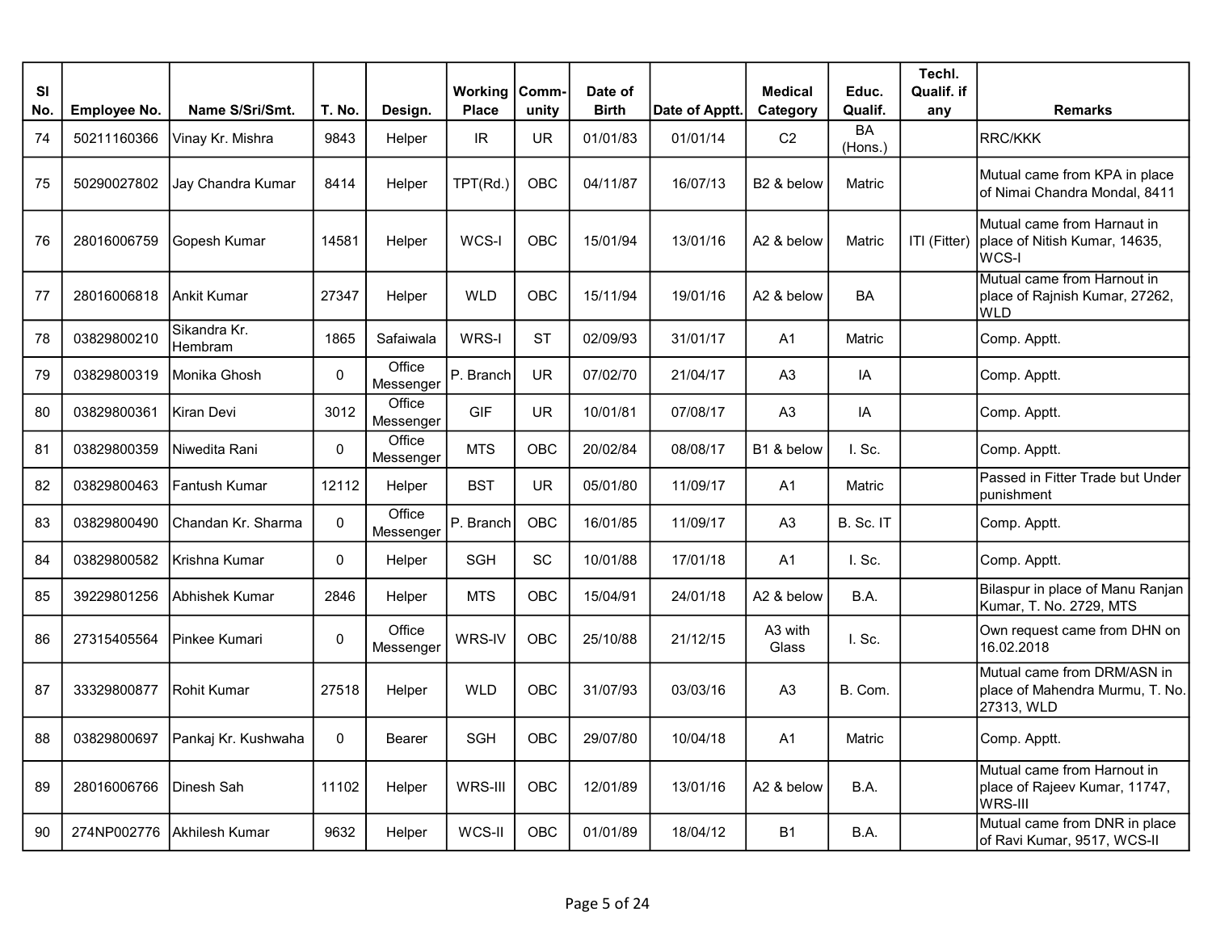| Sl No. | Employee No. | Name S/Sri/Smt. | T. No. | Design. | Working Place | Comm-unity | Date of Birth | Date of Apptt. | Medical Category | Educ. Qualif. | Techl. Qualif. if any | Remarks |
|---|---|---|---|---|---|---|---|---|---|---|---|---|
| 74 | 50211160366 | Vinay Kr. Mishra | 9843 | Helper | IR | UR | 01/01/83 | 01/01/14 | C2 | BA (Hons.) | | RRC/KKK |
| 75 | 50290027802 | Jay Chandra Kumar | 8414 | Helper | TPT(Rd.) | OBC | 04/11/87 | 16/07/13 | B2 & below | Matric | | Mutual came from KPA in place of Nimai Chandra Mondal, 8411 |
| 76 | 28016006759 | Gopesh Kumar | 14581 | Helper | WCS-I | OBC | 15/01/94 | 13/01/16 | A2 & below | Matric | ITI (Fitter) | Mutual came from Harnaut in place of Nitish Kumar, 14635, WCS-I |
| 77 | 28016006818 | Ankit Kumar | 27347 | Helper | WLD | OBC | 15/11/94 | 19/01/16 | A2 & below | BA | | Mutual came from Harnout in place of Rajnish Kumar, 27262, WLD |
| 78 | 03829800210 | Sikandra Kr. Hembram | 1865 | Safaiwala | WRS-I | ST | 02/09/93 | 31/01/17 | A1 | Matric | | Comp. Apptt. |
| 79 | 03829800319 | Monika Ghosh | 0 | Office Messenger | P. Branch | UR | 07/02/70 | 21/04/17 | A3 | IA | | Comp. Apptt. |
| 80 | 03829800361 | Kiran Devi | 3012 | Office Messenger | GIF | UR | 10/01/81 | 07/08/17 | A3 | IA | | Comp. Apptt. |
| 81 | 03829800359 | Niwedita Rani | 0 | Office Messenger | MTS | OBC | 20/02/84 | 08/08/17 | B1 & below | I. Sc. | | Comp. Apptt. |
| 82 | 03829800463 | Fantush Kumar | 12112 | Helper | BST | UR | 05/01/80 | 11/09/17 | A1 | Matric | | Passed in Fitter Trade but Under punishment |
| 83 | 03829800490 | Chandan Kr. Sharma | 0 | Office Messenger | P. Branch | OBC | 16/01/85 | 11/09/17 | A3 | B. Sc. IT | | Comp. Apptt. |
| 84 | 03829800582 | Krishna Kumar | 0 | Helper | SGH | SC | 10/01/88 | 17/01/18 | A1 | I. Sc. | | Comp. Apptt. |
| 85 | 39229801256 | Abhishek Kumar | 2846 | Helper | MTS | OBC | 15/04/91 | 24/01/18 | A2 & below | B.A. | | Bilaspur in place of Manu Ranjan Kumar, T. No. 2729, MTS |
| 86 | 27315405564 | Pinkee Kumari | 0 | Office Messenger | WRS-IV | OBC | 25/10/88 | 21/12/15 | A3 with Glass | I. Sc. | | Own request came from DHN on 16.02.2018 |
| 87 | 33329800877 | Rohit Kumar | 27518 | Helper | WLD | OBC | 31/07/93 | 03/03/16 | A3 | B. Com. | | Mutual came from DRM/ASN in place of Mahendra Murmu, T. No. 27313, WLD |
| 88 | 03829800697 | Pankaj Kr. Kushwaha | 0 | Bearer | SGH | OBC | 29/07/80 | 10/04/18 | A1 | Matric | | Comp. Apptt. |
| 89 | 28016006766 | Dinesh Sah | 11102 | Helper | WRS-III | OBC | 12/01/89 | 13/01/16 | A2 & below | B.A. | | Mutual came from Harnout in place of Rajeev Kumar, 11747, WRS-III |
| 90 | 274NP002776 | Akhilesh Kumar | 9632 | Helper | WCS-II | OBC | 01/01/89 | 18/04/12 | B1 | B.A. | | Mutual came from DNR in place of Ravi Kumar, 9517, WCS-II |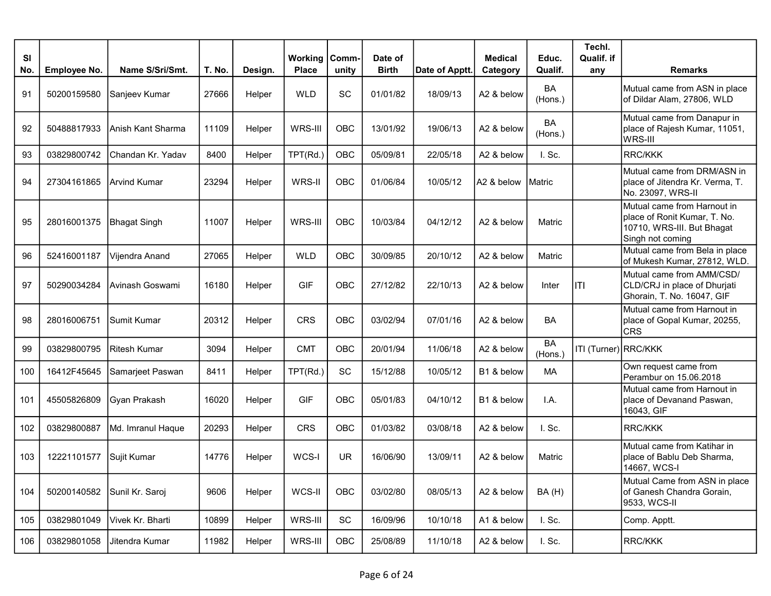| Sl No. | Employee No. | Name S/Sri/Smt. | T. No. | Design. | Working Place | Comm-unity | Date of Birth | Date of Apptt. | Medical Category | Educ. Qualif. | Techl. Qualif. if any | Remarks |
|---|---|---|---|---|---|---|---|---|---|---|---|---|
| 91 | 50200159580 | Sanjeev Kumar | 27666 | Helper | WLD | SC | 01/01/82 | 18/09/13 | A2 & below | BA (Hons.) | | Mutual came from ASN in place of Dildar Alam, 27806, WLD |
| 92 | 50488817933 | Anish Kant Sharma | 11109 | Helper | WRS-III | OBC | 13/01/92 | 19/06/13 | A2 & below | BA (Hons.) | | Mutual came from Danapur in place of Rajesh Kumar, 11051, WRS-III |
| 93 | 03829800742 | Chandan Kr. Yadav | 8400 | Helper | TPT(Rd.) | OBC | 05/09/81 | 22/05/18 | A2 & below | I. Sc. | | RRC/KKK |
| 94 | 27304161865 | Arvind Kumar | 23294 | Helper | WRS-II | OBC | 01/06/84 | 10/05/12 | A2 & below | Matric | | Mutual came from DRM/ASN in place of Jitendra Kr. Verma, T. No. 23097, WRS-II |
| 95 | 28016001375 | Bhagat Singh | 11007 | Helper | WRS-III | OBC | 10/03/84 | 04/12/12 | A2 & below | Matric | | Mutual came from Harnout in place of Ronit Kumar, T. No. 10710, WRS-III. But Bhagat Singh not coming |
| 96 | 52416001187 | Vijendra Anand | 27065 | Helper | WLD | OBC | 30/09/85 | 20/10/12 | A2 & below | Matric | | Mutual came from Bela in place of Mukesh Kumar, 27812, WLD. |
| 97 | 50290034284 | Avinash Goswami | 16180 | Helper | GIF | OBC | 27/12/82 | 22/10/13 | A2 & below | Inter | ITI | Mutual came from AMM/CSD/CLD/CRJ in place of Dhurjati Ghorain, T. No. 16047, GIF |
| 98 | 28016006751 | Sumit Kumar | 20312 | Helper | CRS | OBC | 03/02/94 | 07/01/16 | A2 & below | BA | | Mutual came from Harnout in place of Gopal Kumar, 20255, CRS |
| 99 | 03829800795 | Ritesh Kumar | 3094 | Helper | CMT | OBC | 20/01/94 | 11/06/18 | A2 & below | BA (Hons.) | ITI (Turner) | RRC/KKK |
| 100 | 16412F45645 | Samarjeet Paswan | 8411 | Helper | TPT(Rd.) | SC | 15/12/88 | 10/05/12 | B1 & below | MA | | Own request came from Perambur on 15.06.2018 |
| 101 | 45505826809 | Gyan Prakash | 16020 | Helper | GIF | OBC | 05/01/83 | 04/10/12 | B1 & below | I.A. | | Mutual came from Harnout in place of Devanand Paswan, 16043, GIF |
| 102 | 03829800887 | Md. Imranul Haque | 20293 | Helper | CRS | OBC | 01/03/82 | 03/08/18 | A2 & below | I. Sc. | | RRC/KKK |
| 103 | 12221101577 | Sujit Kumar | 14776 | Helper | WCS-I | UR | 16/06/90 | 13/09/11 | A2 & below | Matric | | Mutual came from Katihar in place of Bablu Deb Sharma, 14667, WCS-I |
| 104 | 50200140582 | Sunil Kr. Saroj | 9606 | Helper | WCS-II | OBC | 03/02/80 | 08/05/13 | A2 & below | BA (H) | | Mutual Came from ASN in place of Ganesh Chandra Gorain, 9533, WCS-II |
| 105 | 03829801049 | Vivek Kr. Bharti | 10899 | Helper | WRS-III | SC | 16/09/96 | 10/10/18 | A1 & below | I. Sc. | | Comp. Apptt. |
| 106 | 03829801058 | Jitendra Kumar | 11982 | Helper | WRS-III | OBC | 25/08/89 | 11/10/18 | A2 & below | I. Sc. | | RRC/KKK |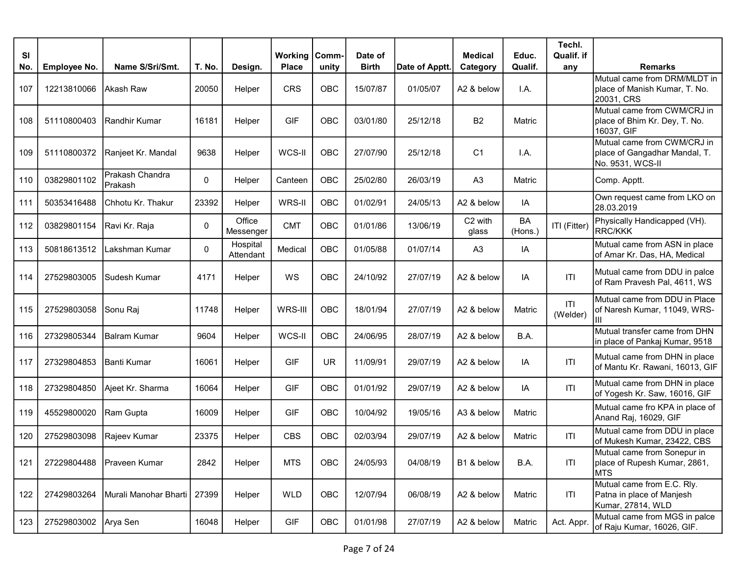| Sl No. | Employee No. | Name S/Sri/Smt. | T. No. | Design. | Working Place | Comm-unity | Date of Birth | Date of Apptt. | Medical Category | Educ. Qualif. | Techl. Qualif. if any | Remarks |
|---|---|---|---|---|---|---|---|---|---|---|---|---|
| 107 | 12213810066 | Akash Raw | 20050 | Helper | CRS | OBC | 15/07/87 | 01/05/07 | A2 & below | I.A. | | Mutual came from DRM/MLDT in place of Manish Kumar, T. No. 20031, CRS |
| 108 | 51110800403 | Randhir Kumar | 16181 | Helper | GIF | OBC | 03/01/80 | 25/12/18 | B2 | Matric | | Mutual came from CWM/CRJ in place of Bhim Kr. Dey, T. No. 16037, GIF |
| 109 | 51110800372 | Ranjeet Kr. Mandal | 9638 | Helper | WCS-II | OBC | 27/07/90 | 25/12/18 | C1 | I.A. | | Mutual came from CWM/CRJ in place of Gangadhar Mandal, T. No. 9531, WCS-II |
| 110 | 03829801102 | Prakash Chandra Prakash | 0 | Helper | Canteen | OBC | 25/02/80 | 26/03/19 | A3 | Matric | | Comp. Apptt. |
| 111 | 50353416488 | Chhotu Kr. Thakur | 23392 | Helper | WRS-II | OBC | 01/02/91 | 24/05/13 | A2 & below | IA | | Own request came from LKO on 28.03.2019 |
| 112 | 03829801154 | Ravi Kr. Raja | 0 | Office Messenger | CMT | OBC | 01/01/86 | 13/06/19 | C2 with glass | BA (Hons.) | ITI (Fitter) | Physically Handicapped (VH). RRC/KKK |
| 113 | 50818613512 | Lakshman Kumar | 0 | Hospital Attendant | Medical | OBC | 01/05/88 | 01/07/14 | A3 | IA | | Mutual came from ASN in place of Amar Kr. Das, HA, Medical |
| 114 | 27529803005 | Sudesh Kumar | 4171 | Helper | WS | OBC | 24/10/92 | 27/07/19 | A2 & below | IA | ITI | Mutual came from DDU in palce of Ram Pravesh Pal, 4611, WS |
| 115 | 27529803058 | Sonu Raj | 11748 | Helper | WRS-III | OBC | 18/01/94 | 27/07/19 | A2 & below | Matric | ITI (Welder) | Mutual came from DDU in Place of Naresh Kumar, 11049, WRS-III |
| 116 | 27329805344 | Balram Kumar | 9604 | Helper | WCS-II | OBC | 24/06/95 | 28/07/19 | A2 & below | B.A. | | Mutual transfer came from DHN in place of Pankaj Kumar, 9518 |
| 117 | 27329804853 | Banti Kumar | 16061 | Helper | GIF | UR | 11/09/91 | 29/07/19 | A2 & below | IA | ITI | Mutual came from DHN in place of Mantu Kr. Rawani, 16013, GIF |
| 118 | 27329804850 | Ajeet Kr. Sharma | 16064 | Helper | GIF | OBC | 01/01/92 | 29/07/19 | A2 & below | IA | ITI | Mutual came from DHN in place of Yogesh Kr. Saw, 16016, GIF |
| 119 | 45529800020 | Ram Gupta | 16009 | Helper | GIF | OBC | 10/04/92 | 19/05/16 | A3 & below | Matric | | Mutual came fro KPA in place of Anand Raj, 16029, GIF |
| 120 | 27529803098 | Rajeev Kumar | 23375 | Helper | CBS | OBC | 02/03/94 | 29/07/19 | A2 & below | Matric | ITI | Mutual came from DDU in place of Mukesh Kumar, 23422, CBS |
| 121 | 27229804488 | Praveen Kumar | 2842 | Helper | MTS | OBC | 24/05/93 | 04/08/19 | B1 & below | B.A. | ITI | Mutual came from Sonepur in place of Rupesh Kumar, 2861, MTS |
| 122 | 27429803264 | Murali Manohar Bharti | 27399 | Helper | WLD | OBC | 12/07/94 | 06/08/19 | A2 & below | Matric | ITI | Mutual came from E.C. Rly. Patna in place of Manjesh Kumar, 27814, WLD |
| 123 | 27529803002 | Arya Sen | 16048 | Helper | GIF | OBC | 01/01/98 | 27/07/19 | A2 & below | Matric | Act. Appr. | Mutual came from MGS in palce of Raju Kumar, 16026, GIF. |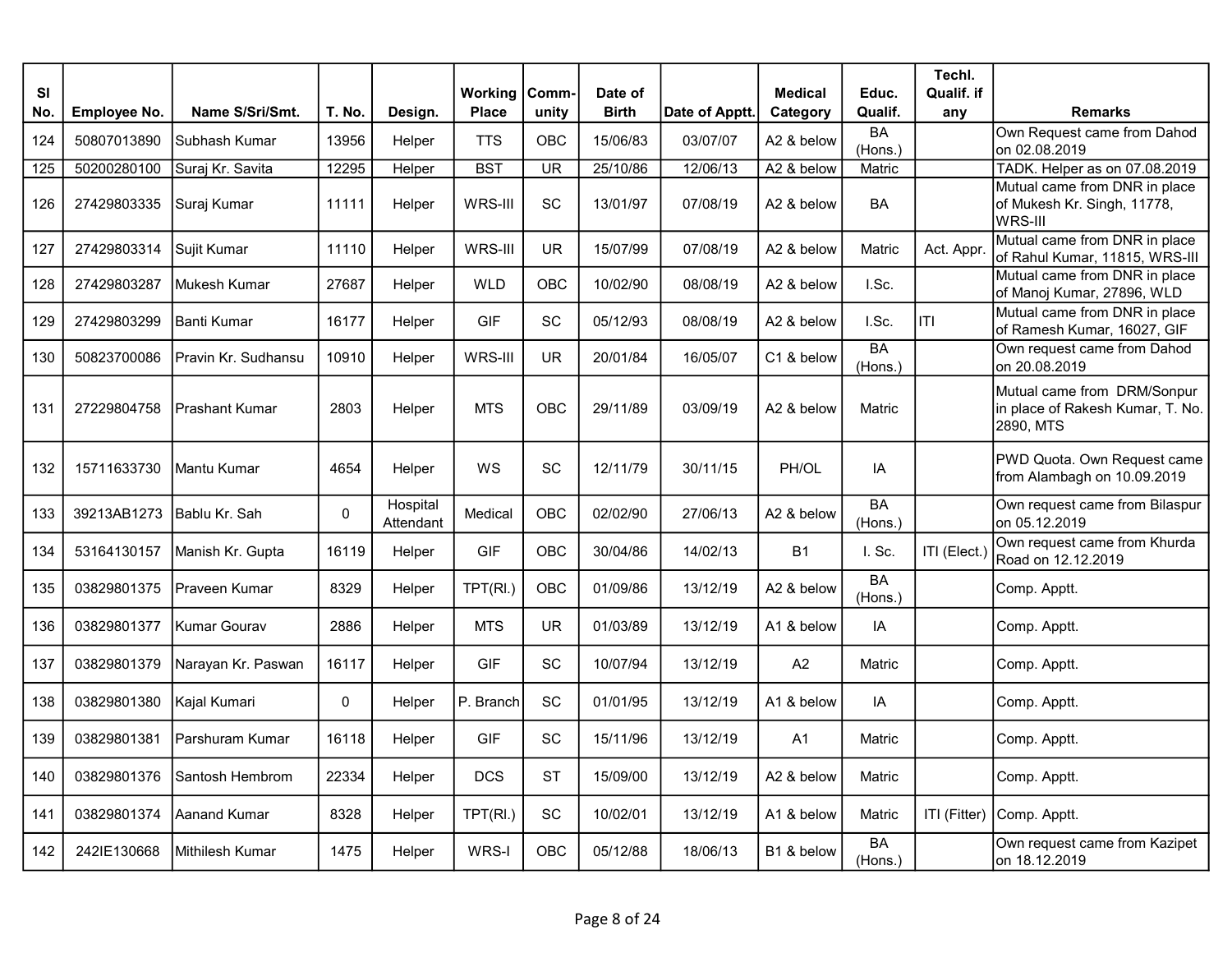| Sl No. | Employee No. | Name S/Sri/Smt. | T. No. | Design. | Working Place | Comm-unity | Date of Birth | Date of Apptt. | Medical Category | Educ. Qualif. | Techl. Qualif. if any | Remarks |
|---|---|---|---|---|---|---|---|---|---|---|---|---|
| 124 | 50807013890 | Subhash Kumar | 13956 | Helper | TTS | OBC | 15/06/83 | 03/07/07 | A2 & below | BA (Hons.) | | Own Request came from Dahod on 02.08.2019 |
| 125 | 50200280100 | Suraj Kr. Savita | 12295 | Helper | BST | UR | 25/10/86 | 12/06/13 | A2 & below | Matric | | TADK. Helper as on 07.08.2019 |
| 126 | 27429803335 | Suraj Kumar | 11111 | Helper | WRS-III | SC | 13/01/97 | 07/08/19 | A2 & below | BA | | Mutual came from DNR in place of Mukesh Kr. Singh, 11778, WRS-III |
| 127 | 27429803314 | Sujit Kumar | 11110 | Helper | WRS-III | UR | 15/07/99 | 07/08/19 | A2 & below | Matric | Act. Appr. | Mutual came from DNR in place of Rahul Kumar, 11815, WRS-III |
| 128 | 27429803287 | Mukesh Kumar | 27687 | Helper | WLD | OBC | 10/02/90 | 08/08/19 | A2 & below | I.Sc. | | Mutual came from DNR in place of Manoj Kumar, 27896, WLD |
| 129 | 27429803299 | Banti Kumar | 16177 | Helper | GIF | SC | 05/12/93 | 08/08/19 | A2 & below | I.Sc. | ITI | Mutual came from DNR in place of Ramesh Kumar, 16027, GIF |
| 130 | 50823700086 | Pravin Kr. Sudhansu | 10910 | Helper | WRS-III | UR | 20/01/84 | 16/05/07 | C1 & below | BA (Hons.) | | Own request came from Dahod on 20.08.2019 |
| 131 | 27229804758 | Prashant Kumar | 2803 | Helper | MTS | OBC | 29/11/89 | 03/09/19 | A2 & below | Matric | | Mutual came from DRM/Sonpur in place of Rakesh Kumar, T. No. 2890, MTS |
| 132 | 15711633730 | Mantu Kumar | 4654 | Helper | WS | SC | 12/11/79 | 30/11/15 | PH/OL | IA | | PWD Quota. Own Request came from Alambagh on 10.09.2019 |
| 133 | 39213AB1273 | Bablu Kr. Sah | 0 | Hospital Attendant | Medical | OBC | 02/02/90 | 27/06/13 | A2 & below | BA (Hons.) | | Own request came from Bilaspur on 05.12.2019 |
| 134 | 53164130157 | Manish Kr. Gupta | 16119 | Helper | GIF | OBC | 30/04/86 | 14/02/13 | B1 | I. Sc. | ITI (Elect.) | Own request came from Khurda Road on 12.12.2019 |
| 135 | 03829801375 | Praveen Kumar | 8329 | Helper | TPT(Rl.) | OBC | 01/09/86 | 13/12/19 | A2 & below | BA (Hons.) | | Comp. Apptt. |
| 136 | 03829801377 | Kumar Gourav | 2886 | Helper | MTS | UR | 01/03/89 | 13/12/19 | A1 & below | IA | | Comp. Apptt. |
| 137 | 03829801379 | Narayan Kr. Paswan | 16117 | Helper | GIF | SC | 10/07/94 | 13/12/19 | A2 | Matric | | Comp. Apptt. |
| 138 | 03829801380 | Kajal Kumari | 0 | Helper | P. Branch | SC | 01/01/95 | 13/12/19 | A1 & below | IA | | Comp. Apptt. |
| 139 | 03829801381 | Parshuram Kumar | 16118 | Helper | GIF | SC | 15/11/96 | 13/12/19 | A1 | Matric | | Comp. Apptt. |
| 140 | 03829801376 | Santosh Hembrom | 22334 | Helper | DCS | ST | 15/09/00 | 13/12/19 | A2 & below | Matric | | Comp. Apptt. |
| 141 | 03829801374 | Aanand Kumar | 8328 | Helper | TPT(Rl.) | SC | 10/02/01 | 13/12/19 | A1 & below | Matric | ITI (Fitter) | Comp. Apptt. |
| 142 | 242IE130668 | Mithilesh Kumar | 1475 | Helper | WRS-I | OBC | 05/12/88 | 18/06/13 | B1 & below | BA (Hons.) | | Own request came from Kazipet on 18.12.2019 |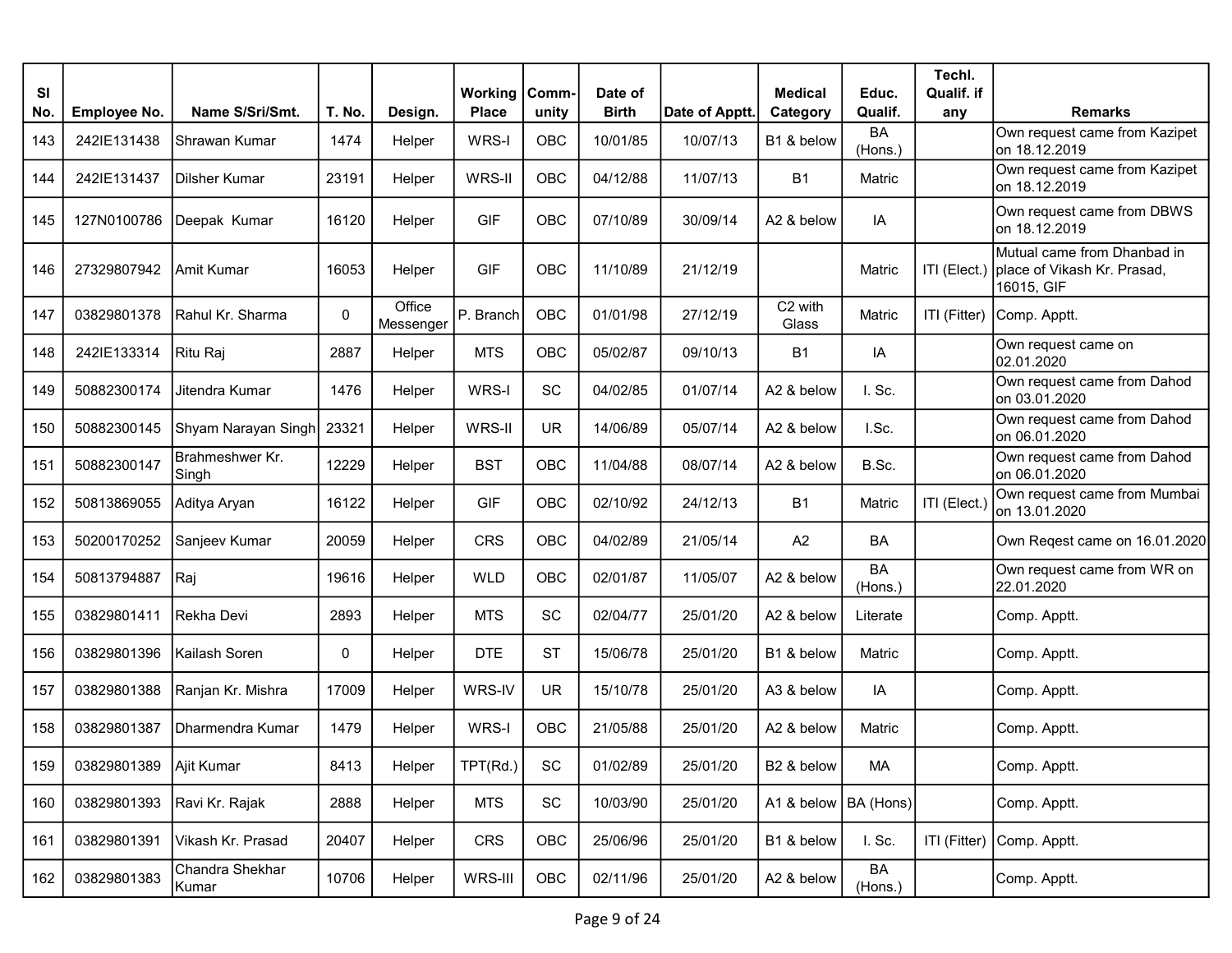| Sl No. | Employee No. | Name S/Sri/Smt. | T. No. | Design. | Working Place | Comm-unity | Date of Birth | Date of Apptt. | Medical Category | Educ. Qualif. | Techl. Qualif. if any | Remarks |
|---|---|---|---|---|---|---|---|---|---|---|---|---|
| 143 | 242IE131438 | Shrawan Kumar | 1474 | Helper | WRS-I | OBC | 10/01/85 | 10/07/13 | B1 & below | BA (Hons.) | | Own request came from Kazipet on 18.12.2019 |
| 144 | 242IE131437 | Dilsher Kumar | 23191 | Helper | WRS-II | OBC | 04/12/88 | 11/07/13 | B1 | Matric | | Own request came from Kazipet on 18.12.2019 |
| 145 | 127N0100786 | Deepak Kumar | 16120 | Helper | GIF | OBC | 07/10/89 | 30/09/14 | A2 & below | IA | | Own request came from DBWS on 18.12.2019 |
| 146 | 27329807942 | Amit Kumar | 16053 | Helper | GIF | OBC | 11/10/89 | 21/12/19 | | Matric | ITI (Elect.) | Mutual came from Dhanbad in place of Vikash Kr. Prasad, 16015, GIF |
| 147 | 03829801378 | Rahul Kr. Sharma | 0 | Office Messenger | P. Branch | OBC | 01/01/98 | 27/12/19 | C2 with Glass | Matric | ITI (Fitter) | Comp. Apptt. |
| 148 | 242IE133314 | Ritu Raj | 2887 | Helper | MTS | OBC | 05/02/87 | 09/10/13 | B1 | IA | | Own request came on 02.01.2020 |
| 149 | 50882300174 | Jitendra Kumar | 1476 | Helper | WRS-I | SC | 04/02/85 | 01/07/14 | A2 & below | I. Sc. | | Own request came from Dahod on 03.01.2020 |
| 150 | 50882300145 | Shyam Narayan Singh | 23321 | Helper | WRS-II | UR | 14/06/89 | 05/07/14 | A2 & below | I.Sc. | | Own request came from Dahod on 06.01.2020 |
| 151 | 50882300147 | Brahmeshwer Kr. Singh | 12229 | Helper | BST | OBC | 11/04/88 | 08/07/14 | A2 & below | B.Sc. | | Own request came from Dahod on 06.01.2020 |
| 152 | 50813869055 | Aditya Aryan | 16122 | Helper | GIF | OBC | 02/10/92 | 24/12/13 | B1 | Matric | ITI (Elect.) | Own request came from Mumbai on 13.01.2020 |
| 153 | 50200170252 | Sanjeev Kumar | 20059 | Helper | CRS | OBC | 04/02/89 | 21/05/14 | A2 | BA | | Own Reqest came on 16.01.2020 |
| 154 | 50813794887 | Raj | 19616 | Helper | WLD | OBC | 02/01/87 | 11/05/07 | A2 & below | BA (Hons.) | | Own request came from WR on 22.01.2020 |
| 155 | 03829801411 | Rekha Devi | 2893 | Helper | MTS | SC | 02/04/77 | 25/01/20 | A2 & below | Literate | | Comp. Apptt. |
| 156 | 03829801396 | Kailash Soren | 0 | Helper | DTE | ST | 15/06/78 | 25/01/20 | B1 & below | Matric | | Comp. Apptt. |
| 157 | 03829801388 | Ranjan Kr. Mishra | 17009 | Helper | WRS-IV | UR | 15/10/78 | 25/01/20 | A3 & below | IA | | Comp. Apptt. |
| 158 | 03829801387 | Dharmendra Kumar | 1479 | Helper | WRS-I | OBC | 21/05/88 | 25/01/20 | A2 & below | Matric | | Comp. Apptt. |
| 159 | 03829801389 | Ajit Kumar | 8413 | Helper | TPT(Rd.) | SC | 01/02/89 | 25/01/20 | B2 & below | MA | | Comp. Apptt. |
| 160 | 03829801393 | Ravi Kr. Rajak | 2888 | Helper | MTS | SC | 10/03/90 | 25/01/20 | A1 & below | BA (Hons) | | Comp. Apptt. |
| 161 | 03829801391 | Vikash Kr. Prasad | 20407 | Helper | CRS | OBC | 25/06/96 | 25/01/20 | B1 & below | I. Sc. | ITI (Fitter) | Comp. Apptt. |
| 162 | 03829801383 | Chandra Shekhar Kumar | 10706 | Helper | WRS-III | OBC | 02/11/96 | 25/01/20 | A2 & below | BA (Hons.) | | Comp. Apptt. |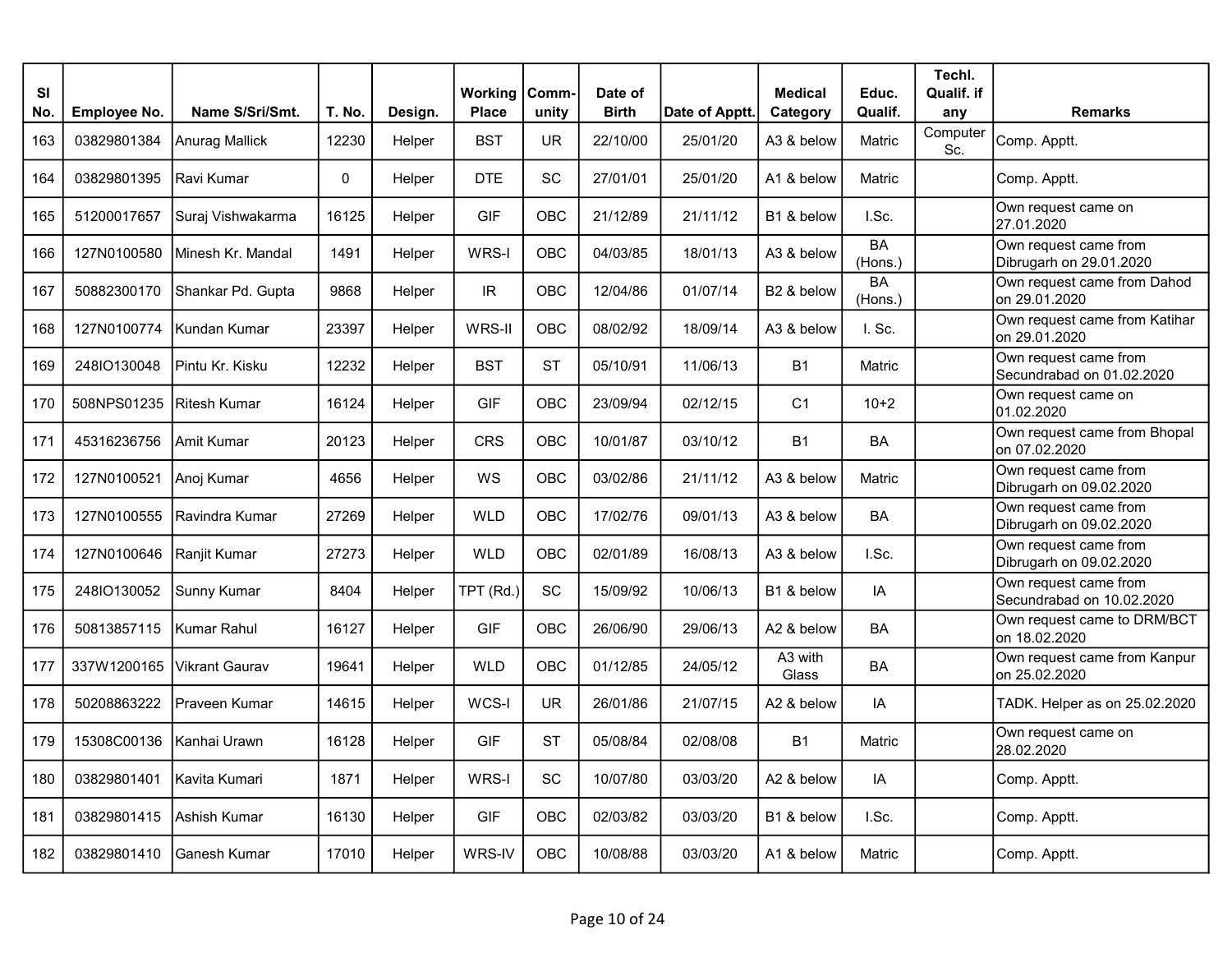| Sl No. | Employee No. | Name S/Sri/Smt. | T. No. | Design. | Working Place | Comm-unity | Date of Birth | Date of Apptt. | Medical Category | Educ. Qualif. | Techl. Qualif. if any | Remarks |
|---|---|---|---|---|---|---|---|---|---|---|---|---|
| 163 | 03829801384 | Anurag Mallick | 12230 | Helper | BST | UR | 22/10/00 | 25/01/20 | A3 & below | Matric | Computer Sc. | Comp. Apptt. |
| 164 | 03829801395 | Ravi Kumar | 0 | Helper | DTE | SC | 27/01/01 | 25/01/20 | A1 & below | Matric | | Comp. Apptt. |
| 165 | 51200017657 | Suraj Vishwakarma | 16125 | Helper | GIF | OBC | 21/12/89 | 21/11/12 | B1 & below | I.Sc. | | Own request came on 27.01.2020 |
| 166 | 127N0100580 | Minesh Kr. Mandal | 1491 | Helper | WRS-I | OBC | 04/03/85 | 18/01/13 | A3 & below | BA (Hons.) | | Own request came from Dibrugarh on 29.01.2020 |
| 167 | 50882300170 | Shankar Pd. Gupta | 9868 | Helper | IR | OBC | 12/04/86 | 01/07/14 | B2 & below | BA (Hons.) | | Own request came from Dahod on 29.01.2020 |
| 168 | 127N0100774 | Kundan Kumar | 23397 | Helper | WRS-II | OBC | 08/02/92 | 18/09/14 | A3 & below | I. Sc. | | Own request came from Katihar on 29.01.2020 |
| 169 | 248IO130048 | Pintu Kr. Kisku | 12232 | Helper | BST | ST | 05/10/91 | 11/06/13 | B1 | Matric | | Own request came from Secundrabad on 01.02.2020 |
| 170 | 508NPS01235 | Ritesh Kumar | 16124 | Helper | GIF | OBC | 23/09/94 | 02/12/15 | C1 | 10+2 | | Own request came on 01.02.2020 |
| 171 | 45316236756 | Amit Kumar | 20123 | Helper | CRS | OBC | 10/01/87 | 03/10/12 | B1 | BA | | Own request came from Bhopal on 07.02.2020 |
| 172 | 127N0100521 | Anoj Kumar | 4656 | Helper | WS | OBC | 03/02/86 | 21/11/12 | A3 & below | Matric | | Own request came from Dibrugarh on 09.02.2020 |
| 173 | 127N0100555 | Ravindra Kumar | 27269 | Helper | WLD | OBC | 17/02/76 | 09/01/13 | A3 & below | BA | | Own request came from Dibrugarh on 09.02.2020 |
| 174 | 127N0100646 | Ranjit Kumar | 27273 | Helper | WLD | OBC | 02/01/89 | 16/08/13 | A3 & below | I.Sc. | | Own request came from Dibrugarh on 09.02.2020 |
| 175 | 248IO130052 | Sunny Kumar | 8404 | Helper | TPT (Rd.) | SC | 15/09/92 | 10/06/13 | B1 & below | IA | | Own request came from Secundrabad on 10.02.2020 |
| 176 | 50813857115 | Kumar Rahul | 16127 | Helper | GIF | OBC | 26/06/90 | 29/06/13 | A2 & below | BA | | Own request came to DRM/BCT on 18.02.2020 |
| 177 | 337W1200165 | Vikrant Gaurav | 19641 | Helper | WLD | OBC | 01/12/85 | 24/05/12 | A3 with Glass | BA | | Own request came from Kanpur on 25.02.2020 |
| 178 | 50208863222 | Praveen Kumar | 14615 | Helper | WCS-I | UR | 26/01/86 | 21/07/15 | A2 & below | IA | | TADK. Helper as on 25.02.2020 |
| 179 | 15308C00136 | Kanhai Urawn | 16128 | Helper | GIF | ST | 05/08/84 | 02/08/08 | B1 | Matric | | Own request came on 28.02.2020 |
| 180 | 03829801401 | Kavita Kumari | 1871 | Helper | WRS-I | SC | 10/07/80 | 03/03/20 | A2 & below | IA | | Comp. Apptt. |
| 181 | 03829801415 | Ashish Kumar | 16130 | Helper | GIF | OBC | 02/03/82 | 03/03/20 | B1 & below | I.Sc. | | Comp. Apptt. |
| 182 | 03829801410 | Ganesh Kumar | 17010 | Helper | WRS-IV | OBC | 10/08/88 | 03/03/20 | A1 & below | Matric | | Comp. Apptt. |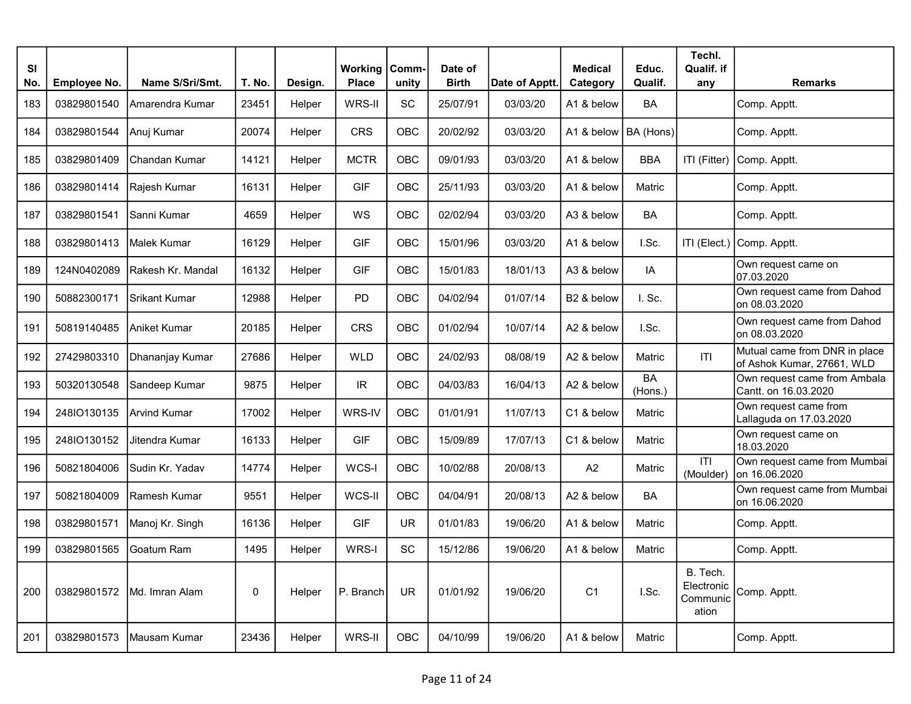| Sl No. | Employee No. | Name S/Sri/Smt. | T. No. | Design. | Working Place | Comm-unity | Date of Birth | Date of Apptt. | Medical Category | Educ. Qualif. | Techl. Qualif. if any | Remarks |
|---|---|---|---|---|---|---|---|---|---|---|---|---|
| 183 | 03829801540 | Amarendra Kumar | 23451 | Helper | WRS-II | SC | 25/07/91 | 03/03/20 | A1 & below | BA | | Comp. Apptt. |
| 184 | 03829801544 | Anuj Kumar | 20074 | Helper | CRS | OBC | 20/02/92 | 03/03/20 | A1 & below | BA (Hons) | | Comp. Apptt. |
| 185 | 03829801409 | Chandan Kumar | 14121 | Helper | MCTR | OBC | 09/01/93 | 03/03/20 | A1 & below | BBA | ITI (Fitter) | Comp. Apptt. |
| 186 | 03829801414 | Rajesh Kumar | 16131 | Helper | GIF | OBC | 25/11/93 | 03/03/20 | A1 & below | Matric | | Comp. Apptt. |
| 187 | 03829801541 | Sanni Kumar | 4659 | Helper | WS | OBC | 02/02/94 | 03/03/20 | A3 & below | BA | | Comp. Apptt. |
| 188 | 03829801413 | Malek Kumar | 16129 | Helper | GIF | OBC | 15/01/96 | 03/03/20 | A1 & below | I.Sc. | ITI (Elect.) | Comp. Apptt. |
| 189 | 124N0402089 | Rakesh Kr. Mandal | 16132 | Helper | GIF | OBC | 15/01/83 | 18/01/13 | A3 & below | IA | | Own request came on 07.03.2020 |
| 190 | 50882300171 | Srikant Kumar | 12988 | Helper | PD | OBC | 04/02/94 | 01/07/14 | B2 & below | I. Sc. | | Own request came from Dahod on 08.03.2020 |
| 191 | 50819140485 | Aniket Kumar | 20185 | Helper | CRS | OBC | 01/02/94 | 10/07/14 | A2 & below | I.Sc. | | Own request came from Dahod on 08.03.2020 |
| 192 | 27429803310 | Dhananjay Kumar | 27686 | Helper | WLD | OBC | 24/02/93 | 08/08/19 | A2 & below | Matric | ITI | Mutual came from DNR in place of Ashok Kumar, 27661, WLD |
| 193 | 50320130548 | Sandeep Kumar | 9875 | Helper | IR | OBC | 04/03/83 | 16/04/13 | A2 & below | BA (Hons.) | | Own request came from Ambala Cantt. on 16.03.2020 |
| 194 | 248IO130135 | Arvind Kumar | 17002 | Helper | WRS-IV | OBC | 01/01/91 | 11/07/13 | C1 & below | Matric | | Own request came from Lallaguda on 17.03.2020 |
| 195 | 248IO130152 | Jitendra Kumar | 16133 | Helper | GIF | OBC | 15/09/89 | 17/07/13 | C1 & below | Matric | | Own request came on 18.03.2020 |
| 196 | 50821804006 | Sudin Kr. Yadav | 14774 | Helper | WCS-I | OBC | 10/02/88 | 20/08/13 | A2 | Matric | ITI (Moulder) | Own request came from Mumbai on 16.06.2020 |
| 197 | 50821804009 | Ramesh Kumar | 9551 | Helper | WCS-II | OBC | 04/04/91 | 20/08/13 | A2 & below | BA | | Own request came from Mumbai on 16.06.2020 |
| 198 | 03829801571 | Manoj Kr. Singh | 16136 | Helper | GIF | UR | 01/01/83 | 19/06/20 | A1 & below | Matric | | Comp. Apptt. |
| 199 | 03829801565 | Goatum Ram | 1495 | Helper | WRS-I | SC | 15/12/86 | 19/06/20 | A1 & below | Matric | | Comp. Apptt. |
| 200 | 03829801572 | Md. Imran Alam | 0 | Helper | P. Branch | UR | 01/01/92 | 19/06/20 | C1 | I.Sc. | B. Tech. Electronic Communication | Comp. Apptt. |
| 201 | 03829801573 | Mausam Kumar | 23436 | Helper | WRS-II | OBC | 04/10/99 | 19/06/20 | A1 & below | Matric | | Comp. Apptt. |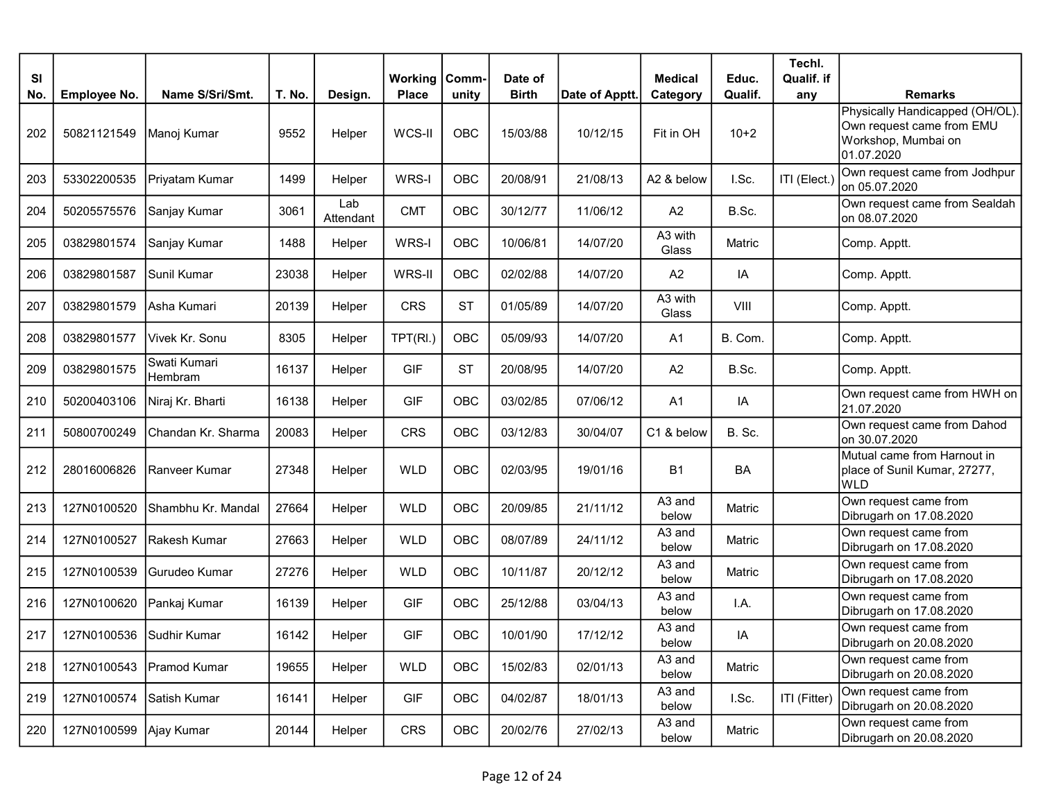| Sl No. | Employee No. | Name S/Sri/Smt. | T. No. | Design. | Working Place | Comm-unity | Date of Birth | Date of Apptt. | Medical Category | Educ. Qualif. | Techl. Qualif. if any | Remarks |
|---|---|---|---|---|---|---|---|---|---|---|---|---|
| 202 | 50821121549 | Manoj Kumar | 9552 | Helper | WCS-II | OBC | 15/03/88 | 10/12/15 | Fit in OH | 10+2 | | Physically Handicapped (OH/OL). Own request came from EMU Workshop, Mumbai on 01.07.2020 |
| 203 | 53302200535 | Priyatam Kumar | 1499 | Helper | WRS-I | OBC | 20/08/91 | 21/08/13 | A2 & below | I.Sc. | ITI (Elect.) | Own request came from Jodhpur on 05.07.2020 |
| 204 | 50205575576 | Sanjay Kumar | 3061 | Lab Attendant | CMT | OBC | 30/12/77 | 11/06/12 | A2 | B.Sc. | | Own request came from Sealdah on 08.07.2020 |
| 205 | 03829801574 | Sanjay Kumar | 1488 | Helper | WRS-I | OBC | 10/06/81 | 14/07/20 | A3 with Glass | Matric | | Comp. Apptt. |
| 206 | 03829801587 | Sunil Kumar | 23038 | Helper | WRS-II | OBC | 02/02/88 | 14/07/20 | A2 | IA | | Comp. Apptt. |
| 207 | 03829801579 | Asha Kumari | 20139 | Helper | CRS | ST | 01/05/89 | 14/07/20 | A3 with Glass | VIII | | Comp. Apptt. |
| 208 | 03829801577 | Vivek Kr. Sonu | 8305 | Helper | TPT(Rl.) | OBC | 05/09/93 | 14/07/20 | A1 | B. Com. | | Comp. Apptt. |
| 209 | 03829801575 | Swati Kumari Hembram | 16137 | Helper | GIF | ST | 20/08/95 | 14/07/20 | A2 | B.Sc. | | Comp. Apptt. |
| 210 | 50200403106 | Niraj Kr. Bharti | 16138 | Helper | GIF | OBC | 03/02/85 | 07/06/12 | A1 | IA | | Own request came from HWH on 21.07.2020 |
| 211 | 50800700249 | Chandan Kr. Sharma | 20083 | Helper | CRS | OBC | 03/12/83 | 30/04/07 | C1 & below | B. Sc. | | Own request came from Dahod on 30.07.2020 |
| 212 | 28016006826 | Ranveer Kumar | 27348 | Helper | WLD | OBC | 02/03/95 | 19/01/16 | B1 | BA | | Mutual came from Harnout in place of Sunil Kumar, 27277, WLD |
| 213 | 127N0100520 | Shambhu Kr. Mandal | 27664 | Helper | WLD | OBC | 20/09/85 | 21/11/12 | A3 and below | Matric | | Own request came from Dibrugarh on 17.08.2020 |
| 214 | 127N0100527 | Rakesh Kumar | 27663 | Helper | WLD | OBC | 08/07/89 | 24/11/12 | A3 and below | Matric | | Own request came from Dibrugarh on 17.08.2020 |
| 215 | 127N0100539 | Gurudeo Kumar | 27276 | Helper | WLD | OBC | 10/11/87 | 20/12/12 | A3 and below | Matric | | Own request came from Dibrugarh on 17.08.2020 |
| 216 | 127N0100620 | Pankaj Kumar | 16139 | Helper | GIF | OBC | 25/12/88 | 03/04/13 | A3 and below | I.A. | | Own request came from Dibrugarh on 17.08.2020 |
| 217 | 127N0100536 | Sudhir Kumar | 16142 | Helper | GIF | OBC | 10/01/90 | 17/12/12 | A3 and below | IA | | Own request came from Dibrugarh on 20.08.2020 |
| 218 | 127N0100543 | Pramod Kumar | 19655 | Helper | WLD | OBC | 15/02/83 | 02/01/13 | A3 and below | Matric | | Own request came from Dibrugarh on 20.08.2020 |
| 219 | 127N0100574 | Satish Kumar | 16141 | Helper | GIF | OBC | 04/02/87 | 18/01/13 | A3 and below | I.Sc. | ITI (Fitter) | Own request came from Dibrugarh on 20.08.2020 |
| 220 | 127N0100599 | Ajay Kumar | 20144 | Helper | CRS | OBC | 20/02/76 | 27/02/13 | A3 and below | Matric | | Own request came from Dibrugarh on 20.08.2020 |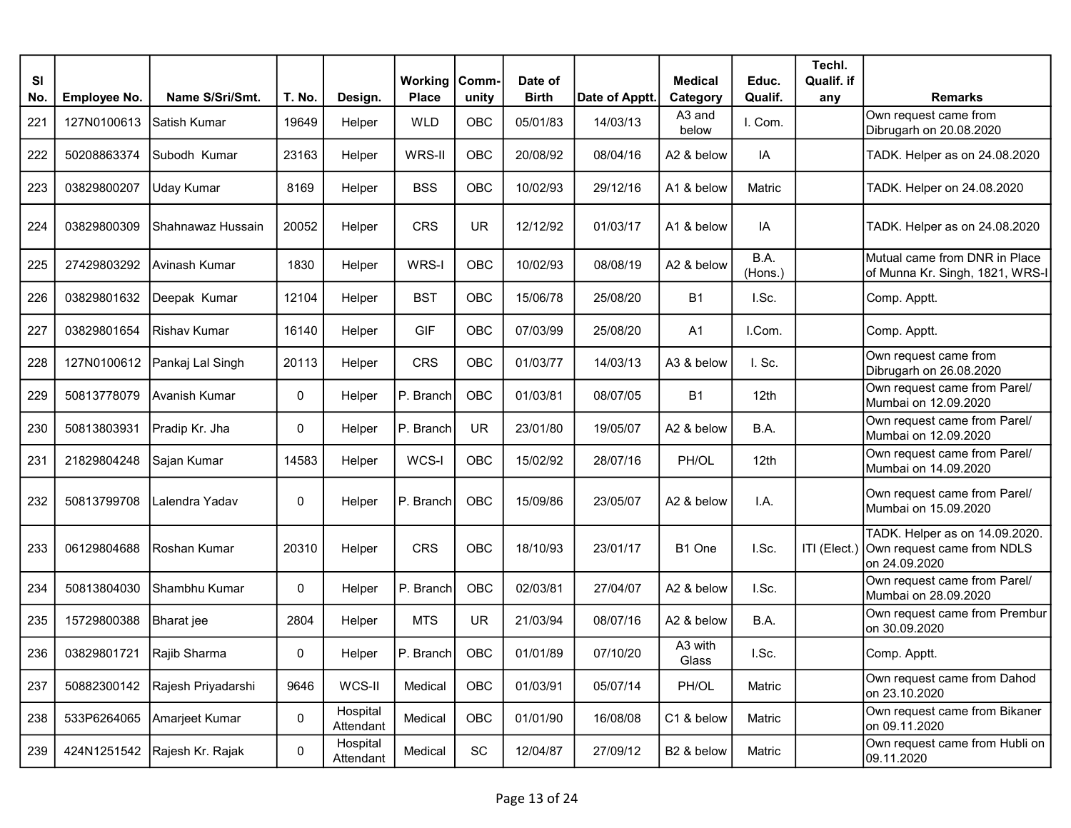| Sl No. | Employee No. | Name S/Sri/Smt. | T. No. | Design. | Working Place | Comm-unity | Date of Birth | Date of Apptt. | Medical Category | Educ. Qualif. | Techl. Qualif. if any | Remarks |
|---|---|---|---|---|---|---|---|---|---|---|---|---|
| 221 | 127N0100613 | Satish Kumar | 19649 | Helper | WLD | OBC | 05/01/83 | 14/03/13 | A3 and below | I. Com. | | Own request came from Dibrugarh on 20.08.2020 |
| 222 | 50208863374 | Subodh Kumar | 23163 | Helper | WRS-II | OBC | 20/08/92 | 08/04/16 | A2 & below | IA | | TADK. Helper as on 24.08.2020 |
| 223 | 03829800207 | Uday Kumar | 8169 | Helper | BSS | OBC | 10/02/93 | 29/12/16 | A1 & below | Matric | | TADK. Helper on 24.08.2020 |
| 224 | 03829800309 | Shahnawaz Hussain | 20052 | Helper | CRS | UR | 12/12/92 | 01/03/17 | A1 & below | IA | | TADK. Helper as on 24.08.2020 |
| 225 | 27429803292 | Avinash Kumar | 1830 | Helper | WRS-I | OBC | 10/02/93 | 08/08/19 | A2 & below | B.A. (Hons.) | | Mutual came from DNR in Place of Munna Kr. Singh, 1821, WRS-I |
| 226 | 03829801632 | Deepak Kumar | 12104 | Helper | BST | OBC | 15/06/78 | 25/08/20 | B1 | I.Sc. | | Comp. Apptt. |
| 227 | 03829801654 | Rishav Kumar | 16140 | Helper | GIF | OBC | 07/03/99 | 25/08/20 | A1 | I.Com. | | Comp. Apptt. |
| 228 | 127N0100612 | Pankaj Lal Singh | 20113 | Helper | CRS | OBC | 01/03/77 | 14/03/13 | A3 & below | I. Sc. | | Own request came from Dibrugarh on 26.08.2020 |
| 229 | 50813778079 | Avanish Kumar | 0 | Helper | P. Branch | OBC | 01/03/81 | 08/07/05 | B1 | 12th | | Own request came from Parel/ Mumbai on 12.09.2020 |
| 230 | 50813803931 | Pradip Kr. Jha | 0 | Helper | P. Branch | UR | 23/01/80 | 19/05/07 | A2 & below | B.A. | | Own request came from Parel/ Mumbai on 12.09.2020 |
| 231 | 21829804248 | Sajan Kumar | 14583 | Helper | WCS-I | OBC | 15/02/92 | 28/07/16 | PH/OL | 12th | | Own request came from Parel/ Mumbai on 14.09.2020 |
| 232 | 50813799708 | Lalendra Yadav | 0 | Helper | P. Branch | OBC | 15/09/86 | 23/05/07 | A2 & below | I.A. | | Own request came from Parel/ Mumbai on 15.09.2020 |
| 233 | 06129804688 | Roshan Kumar | 20310 | Helper | CRS | OBC | 18/10/93 | 23/01/17 | B1 One | I.Sc. | ITI (Elect.) | TADK. Helper as on 14.09.2020. Own request came from NDLS on 24.09.2020 |
| 234 | 50813804030 | Shambhu Kumar | 0 | Helper | P. Branch | OBC | 02/03/81 | 27/04/07 | A2 & below | I.Sc. | | Own request came from Parel/ Mumbai on 28.09.2020 |
| 235 | 15729800388 | Bharat jee | 2804 | Helper | MTS | UR | 21/03/94 | 08/07/16 | A2 & below | B.A. | | Own request came from Prembur on 30.09.2020 |
| 236 | 03829801721 | Rajib Sharma | 0 | Helper | P. Branch | OBC | 01/01/89 | 07/10/20 | A3 with Glass | I.Sc. | | Comp. Apptt. |
| 237 | 50882300142 | Rajesh Priyadarshi | 9646 | WCS-II | Medical | OBC | 01/03/91 | 05/07/14 | PH/OL | Matric | | Own request came from Dahod on 23.10.2020 |
| 238 | 533P6264065 | Amarjeet Kumar | 0 | Hospital Attendant | Medical | OBC | 01/01/90 | 16/08/08 | C1 & below | Matric | | Own request came from Bikaner on 09.11.2020 |
| 239 | 424N1251542 | Rajesh Kr. Rajak | 0 | Hospital Attendant | Medical | SC | 12/04/87 | 27/09/12 | B2 & below | Matric | | Own request came from Hubli on 09.11.2020 |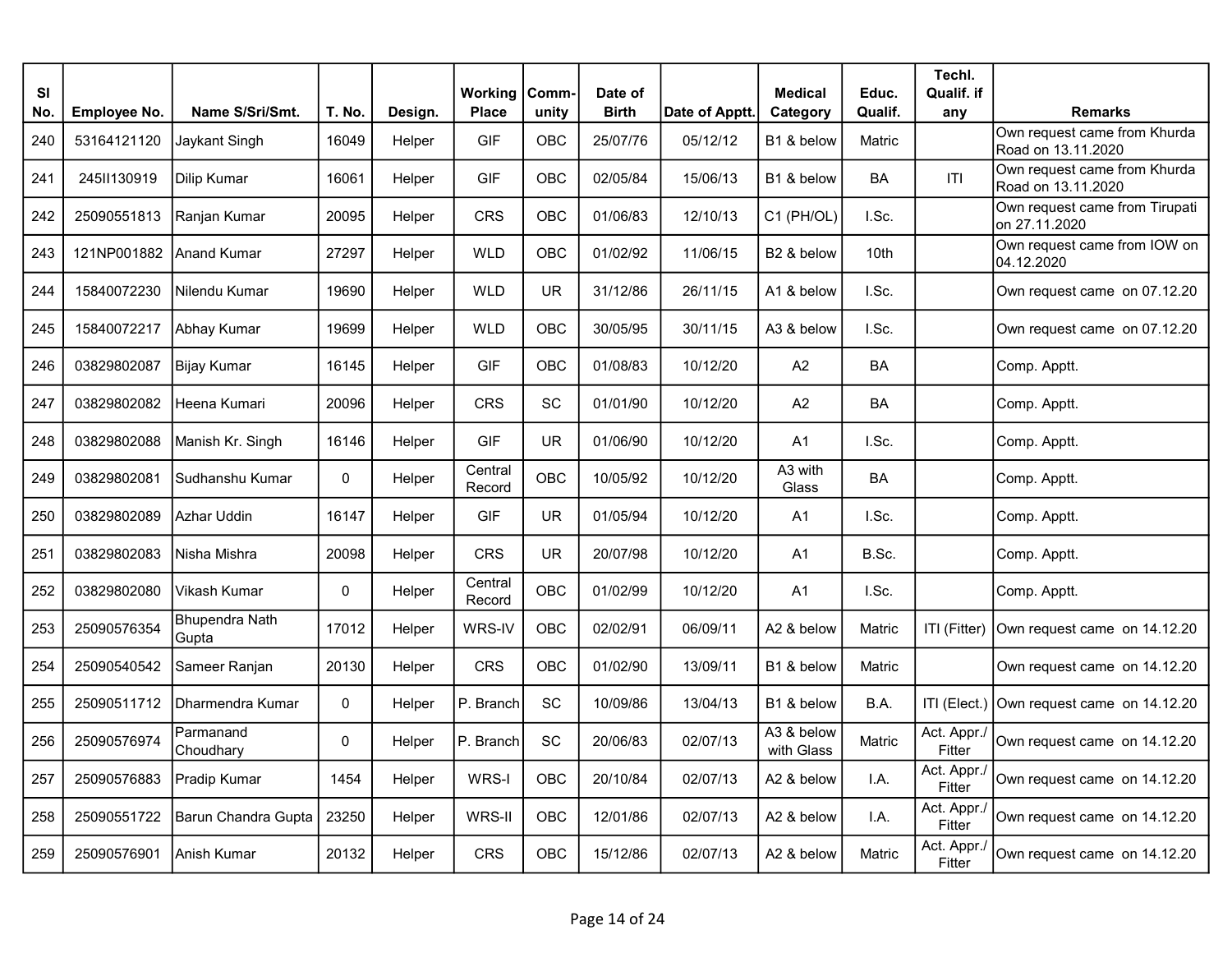| Sl No. | Employee No. | Name S/Sri/Smt. | T. No. | Design. | Working Place | Comm-unity | Date of Birth | Date of Apptt. | Medical Category | Educ. Qualif. | Techl. Qualif. if any | Remarks |
|---|---|---|---|---|---|---|---|---|---|---|---|---|
| 240 | 53164121120 | Jaykant Singh | 16049 | Helper | GIF | OBC | 25/07/76 | 05/12/12 | B1 & below | Matric | | Own request came from Khurda Road on 13.11.2020 |
| 241 | 245II130919 | Dilip Kumar | 16061 | Helper | GIF | OBC | 02/05/84 | 15/06/13 | B1 & below | BA | ITI | Own request came from Khurda Road on 13.11.2020 |
| 242 | 25090551813 | Ranjan Kumar | 20095 | Helper | CRS | OBC | 01/06/83 | 12/10/13 | C1 (PH/OL) | I.Sc. | | Own request came from Tirupati on 27.11.2020 |
| 243 | 121NP001882 | Anand Kumar | 27297 | Helper | WLD | OBC | 01/02/92 | 11/06/15 | B2 & below | 10th | | Own request came from IOW on 04.12.2020 |
| 244 | 15840072230 | Nilendu Kumar | 19690 | Helper | WLD | UR | 31/12/86 | 26/11/15 | A1 & below | I.Sc. | | Own request came on 07.12.20 |
| 245 | 15840072217 | Abhay Kumar | 19699 | Helper | WLD | OBC | 30/05/95 | 30/11/15 | A3 & below | I.Sc. | | Own request came on 07.12.20 |
| 246 | 03829802087 | Bijay Kumar | 16145 | Helper | GIF | OBC | 01/08/83 | 10/12/20 | A2 | BA | | Comp. Apptt. |
| 247 | 03829802082 | Heena Kumari | 20096 | Helper | CRS | SC | 01/01/90 | 10/12/20 | A2 | BA | | Comp. Apptt. |
| 248 | 03829802088 | Manish Kr. Singh | 16146 | Helper | GIF | UR | 01/06/90 | 10/12/20 | A1 | I.Sc. | | Comp. Apptt. |
| 249 | 03829802081 | Sudhanshu Kumar | 0 | Helper | Central Record | OBC | 10/05/92 | 10/12/20 | A3 with Glass | BA | | Comp. Apptt. |
| 250 | 03829802089 | Azhar Uddin | 16147 | Helper | GIF | UR | 01/05/94 | 10/12/20 | A1 | I.Sc. | | Comp. Apptt. |
| 251 | 03829802083 | Nisha Mishra | 20098 | Helper | CRS | UR | 20/07/98 | 10/12/20 | A1 | B.Sc. | | Comp. Apptt. |
| 252 | 03829802080 | Vikash Kumar | 0 | Helper | Central Record | OBC | 01/02/99 | 10/12/20 | A1 | I.Sc. | | Comp. Apptt. |
| 253 | 25090576354 | Bhupendra Nath Gupta | 17012 | Helper | WRS-IV | OBC | 02/02/91 | 06/09/11 | A2 & below | Matric | ITI (Fitter) | Own request came on 14.12.20 |
| 254 | 25090540542 | Sameer Ranjan | 20130 | Helper | CRS | OBC | 01/02/90 | 13/09/11 | B1 & below | Matric | | Own request came on 14.12.20 |
| 255 | 25090511712 | Dharmendra Kumar | 0 | Helper | P. Branch | SC | 10/09/86 | 13/04/13 | B1 & below | B.A. | ITI (Elect.) | Own request came on 14.12.20 |
| 256 | 25090576974 | Parmanand Choudhary | 0 | Helper | P. Branch | SC | 20/06/83 | 02/07/13 | A3 & below with Glass | Matric | Act. Appr./ Fitter | Own request came on 14.12.20 |
| 257 | 25090576883 | Pradip Kumar | 1454 | Helper | WRS-I | OBC | 20/10/84 | 02/07/13 | A2 & below | I.A. | Act. Appr./ Fitter | Own request came on 14.12.20 |
| 258 | 25090551722 | Barun Chandra Gupta | 23250 | Helper | WRS-II | OBC | 12/01/86 | 02/07/13 | A2 & below | I.A. | Act. Appr./ Fitter | Own request came on 14.12.20 |
| 259 | 25090576901 | Anish Kumar | 20132 | Helper | CRS | OBC | 15/12/86 | 02/07/13 | A2 & below | Matric | Act. Appr./ Fitter | Own request came on 14.12.20 |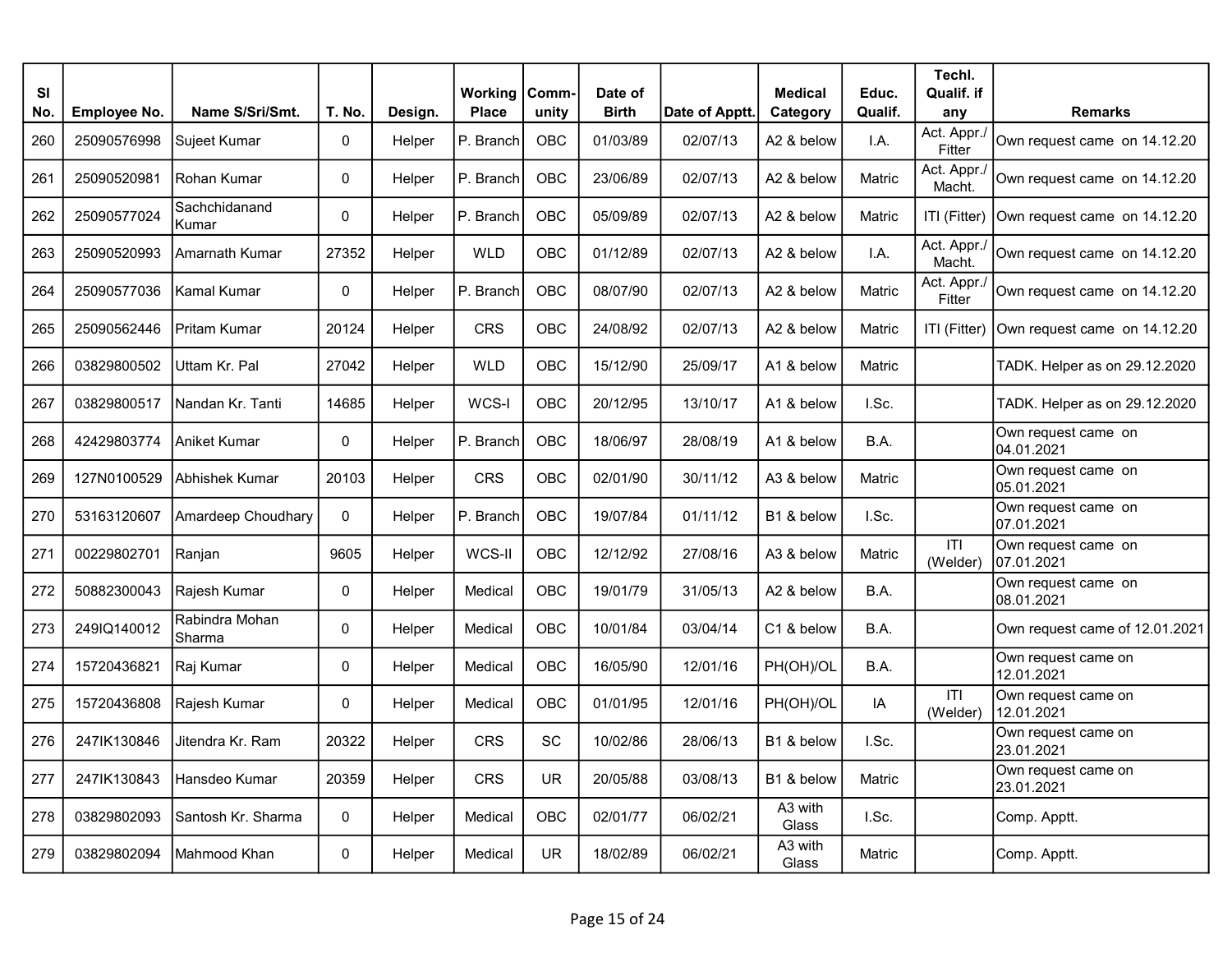| Sl No. | Employee No. | Name S/Sri/Smt. | T. No. | Design. | Working Place | Comm-unity | Date of Birth | Date of Apptt. | Medical Category | Educ. Qualif. | Techl. Qualif. if any | Remarks |
|---|---|---|---|---|---|---|---|---|---|---|---|---|
| 260 | 25090576998 | Sujeet Kumar | 0 | Helper | P. Branch | OBC | 01/03/89 | 02/07/13 | A2 & below | I.A. | Act. Appr./ Fitter | Own request came on 14.12.20 |
| 261 | 25090520981 | Rohan Kumar | 0 | Helper | P. Branch | OBC | 23/06/89 | 02/07/13 | A2 & below | Matric | Act. Appr./ Macht. | Own request came on 14.12.20 |
| 262 | 25090577024 | Sachchidanand Kumar | 0 | Helper | P. Branch | OBC | 05/09/89 | 02/07/13 | A2 & below | Matric | ITI (Fitter) | Own request came on 14.12.20 |
| 263 | 25090520993 | Amarnath Kumar | 27352 | Helper | WLD | OBC | 01/12/89 | 02/07/13 | A2 & below | I.A. | Act. Appr./ Macht. | Own request came on 14.12.20 |
| 264 | 25090577036 | Kamal Kumar | 0 | Helper | P. Branch | OBC | 08/07/90 | 02/07/13 | A2 & below | Matric | Act. Appr./ Fitter | Own request came on 14.12.20 |
| 265 | 25090562446 | Pritam Kumar | 20124 | Helper | CRS | OBC | 24/08/92 | 02/07/13 | A2 & below | Matric | ITI (Fitter) | Own request came on 14.12.20 |
| 266 | 03829800502 | Uttam Kr. Pal | 27042 | Helper | WLD | OBC | 15/12/90 | 25/09/17 | A1 & below | Matric | | TADK. Helper as on 29.12.2020 |
| 267 | 03829800517 | Nandan Kr. Tanti | 14685 | Helper | WCS-I | OBC | 20/12/95 | 13/10/17 | A1 & below | I.Sc. | | TADK. Helper as on 29.12.2020 |
| 268 | 42429803774 | Aniket Kumar | 0 | Helper | P. Branch | OBC | 18/06/97 | 28/08/19 | A1 & below | B.A. | | Own request came on 04.01.2021 |
| 269 | 127N0100529 | Abhishek Kumar | 20103 | Helper | CRS | OBC | 02/01/90 | 30/11/12 | A3 & below | Matric | | Own request came on 05.01.2021 |
| 270 | 53163120607 | Amardeep Choudhary | 0 | Helper | P. Branch | OBC | 19/07/84 | 01/11/12 | B1 & below | I.Sc. | | Own request came on 07.01.2021 |
| 271 | 00229802701 | Ranjan | 9605 | Helper | WCS-II | OBC | 12/12/92 | 27/08/16 | A3 & below | Matric | ITI (Welder) | Own request came on 07.01.2021 |
| 272 | 50882300043 | Rajesh Kumar | 0 | Helper | Medical | OBC | 19/01/79 | 31/05/13 | A2 & below | B.A. | | Own request came on 08.01.2021 |
| 273 | 249IQ140012 | Rabindra Mohan Sharma | 0 | Helper | Medical | OBC | 10/01/84 | 03/04/14 | C1 & below | B.A. | | Own request came of 12.01.2021 |
| 274 | 15720436821 | Raj Kumar | 0 | Helper | Medical | OBC | 16/05/90 | 12/01/16 | PH(OH)/OL | B.A. | | Own request came on 12.01.2021 |
| 275 | 15720436808 | Rajesh Kumar | 0 | Helper | Medical | OBC | 01/01/95 | 12/01/16 | PH(OH)/OL | IA | ITI (Welder) | Own request came on 12.01.2021 |
| 276 | 247IK130846 | Jitendra Kr. Ram | 20322 | Helper | CRS | SC | 10/02/86 | 28/06/13 | B1 & below | I.Sc. | | Own request came on 23.01.2021 |
| 277 | 247IK130843 | Hansdeo Kumar | 20359 | Helper | CRS | UR | 20/05/88 | 03/08/13 | B1 & below | Matric | | Own request came on 23.01.2021 |
| 278 | 03829802093 | Santosh Kr. Sharma | 0 | Helper | Medical | OBC | 02/01/77 | 06/02/21 | A3 with Glass | I.Sc. | | Comp. Apptt. |
| 279 | 03829802094 | Mahmood Khan | 0 | Helper | Medical | UR | 18/02/89 | 06/02/21 | A3 with Glass | Matric | | Comp. Apptt. |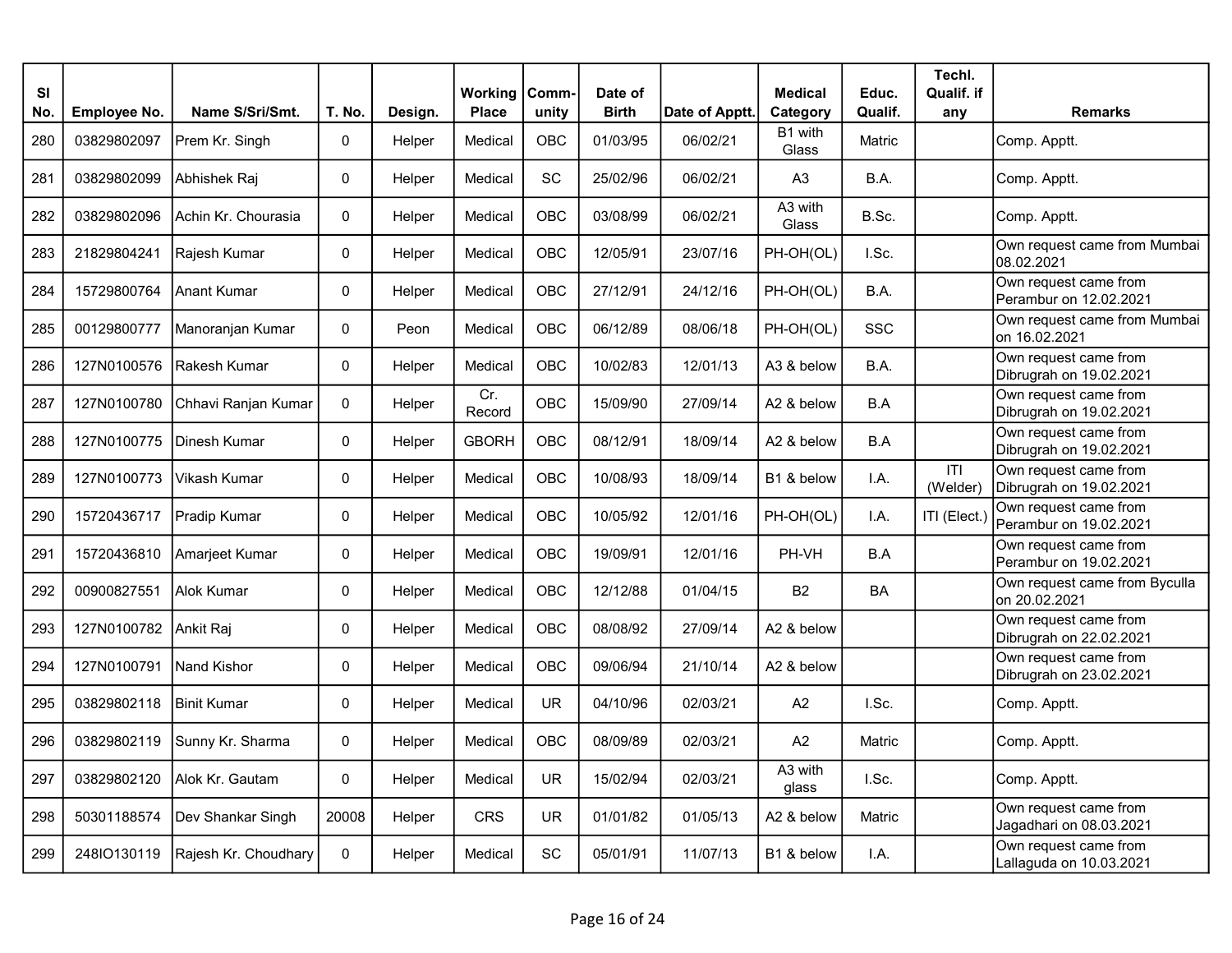| Sl No. | Employee No. | Name S/Sri/Smt. | T. No. | Design. | Working Place | Comm-unity | Date of Birth | Date of Apptt. | Medical Category | Educ. Qualif. | Techl. Qualif. if any | Remarks |
|---|---|---|---|---|---|---|---|---|---|---|---|---|
| 280 | 03829802097 | Prem Kr. Singh | 0 | Helper | Medical | OBC | 01/03/95 | 06/02/21 | B1 with Glass | Matric | | Comp. Apptt. |
| 281 | 03829802099 | Abhishek Raj | 0 | Helper | Medical | SC | 25/02/96 | 06/02/21 | A3 | B.A. | | Comp. Apptt. |
| 282 | 03829802096 | Achin Kr. Chourasia | 0 | Helper | Medical | OBC | 03/08/99 | 06/02/21 | A3 with Glass | B.Sc. | | Comp. Apptt. |
| 283 | 21829804241 | Rajesh Kumar | 0 | Helper | Medical | OBC | 12/05/91 | 23/07/16 | PH-OH(OL) | I.Sc. | | Own request came from Mumbai 08.02.2021 |
| 284 | 15729800764 | Anant Kumar | 0 | Helper | Medical | OBC | 27/12/91 | 24/12/16 | PH-OH(OL) | B.A. | | Own request came from Perambur on 12.02.2021 |
| 285 | 00129800777 | Manoranjan Kumar | 0 | Peon | Medical | OBC | 06/12/89 | 08/06/18 | PH-OH(OL) | SSC | | Own request came from Mumbai on 16.02.2021 |
| 286 | 127N0100576 | Rakesh Kumar | 0 | Helper | Medical | OBC | 10/02/83 | 12/01/13 | A3 & below | B.A. | | Own request came from Dibrugrah on 19.02.2021 |
| 287 | 127N0100780 | Chhavi Ranjan Kumar | 0 | Helper | Cr. Record | OBC | 15/09/90 | 27/09/14 | A2 & below | B.A | | Own request came from Dibrugrah on 19.02.2021 |
| 288 | 127N0100775 | Dinesh Kumar | 0 | Helper | GBORH | OBC | 08/12/91 | 18/09/14 | A2 & below | B.A | | Own request came from Dibrugrah on 19.02.2021 |
| 289 | 127N0100773 | Vikash Kumar | 0 | Helper | Medical | OBC | 10/08/93 | 18/09/14 | B1 & below | I.A. | ITI (Welder) | Own request came from Dibrugrah on 19.02.2021 |
| 290 | 15720436717 | Pradip Kumar | 0 | Helper | Medical | OBC | 10/05/92 | 12/01/16 | PH-OH(OL) | I.A. | ITI (Elect.) | Own request came from Perambur on 19.02.2021 |
| 291 | 15720436810 | Amarjeet Kumar | 0 | Helper | Medical | OBC | 19/09/91 | 12/01/16 | PH-VH | B.A | | Own request came from Perambur on 19.02.2021 |
| 292 | 00900827551 | Alok Kumar | 0 | Helper | Medical | OBC | 12/12/88 | 01/04/15 | B2 | BA | | Own request came from Byculla on 20.02.2021 |
| 293 | 127N0100782 | Ankit Raj | 0 | Helper | Medical | OBC | 08/08/92 | 27/09/14 | A2 & below | | | Own request came from Dibrugrah on 22.02.2021 |
| 294 | 127N0100791 | Nand Kishor | 0 | Helper | Medical | OBC | 09/06/94 | 21/10/14 | A2 & below | | | Own request came from Dibrugrah on 23.02.2021 |
| 295 | 03829802118 | Binit Kumar | 0 | Helper | Medical | UR | 04/10/96 | 02/03/21 | A2 | I.Sc. | | Comp. Apptt. |
| 296 | 03829802119 | Sunny Kr. Sharma | 0 | Helper | Medical | OBC | 08/09/89 | 02/03/21 | A2 | Matric | | Comp. Apptt. |
| 297 | 03829802120 | Alok Kr. Gautam | 0 | Helper | Medical | UR | 15/02/94 | 02/03/21 | A3 with glass | I.Sc. | | Comp. Apptt. |
| 298 | 50301188574 | Dev Shankar Singh | 20008 | Helper | CRS | UR | 01/01/82 | 01/05/13 | A2 & below | Matric | | Own request came from Jagadhari on 08.03.2021 |
| 299 | 248IO130119 | Rajesh Kr. Choudhary | 0 | Helper | Medical | SC | 05/01/91 | 11/07/13 | B1 & below | I.A. | | Own request came from Lallaguda on 10.03.2021 |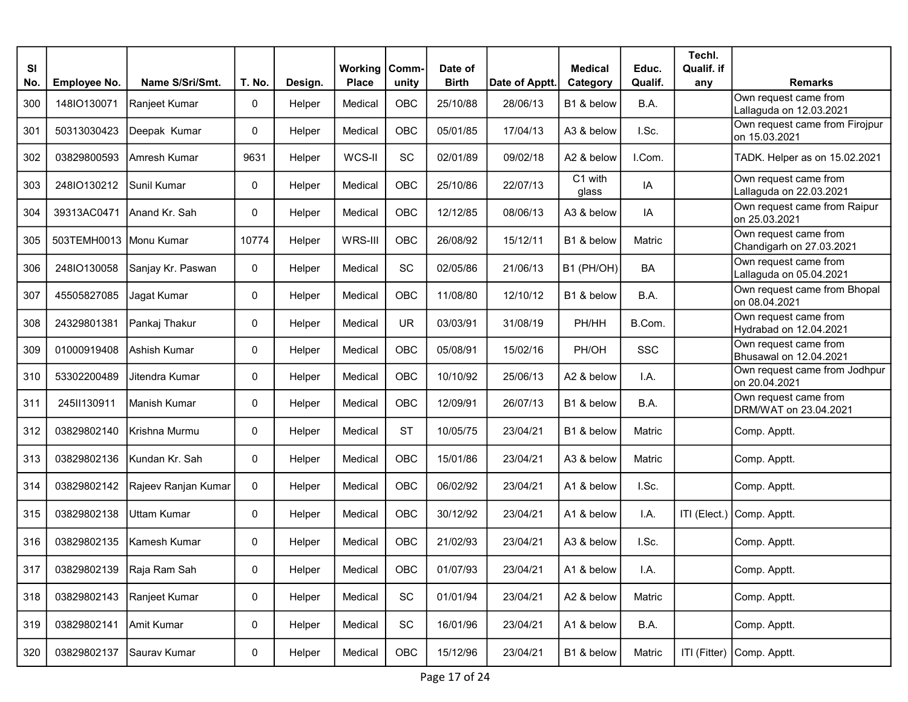| Sl No. | Employee No. | Name S/Sri/Smt. | T. No. | Design. | Working Place | Comm-unity | Date of Birth | Date of Apptt. | Medical Category | Educ. Qualif. | Techl. Qualif. if any | Remarks |
|---|---|---|---|---|---|---|---|---|---|---|---|---|
| 300 | 148IO130071 | Ranjeet Kumar | 0 | Helper | Medical | OBC | 25/10/88 | 28/06/13 | B1 & below | B.A. | | Own request came from Lallaguda on 12.03.2021 |
| 301 | 50313030423 | Deepak Kumar | 0 | Helper | Medical | OBC | 05/01/85 | 17/04/13 | A3 & below | I.Sc. | | Own request came from Firojpur on 15.03.2021 |
| 302 | 03829800593 | Amresh Kumar | 9631 | Helper | WCS-II | SC | 02/01/89 | 09/02/18 | A2 & below | I.Com. | | TADK. Helper as on 15.02.2021 |
| 303 | 248IO130212 | Sunil Kumar | 0 | Helper | Medical | OBC | 25/10/86 | 22/07/13 | C1 with glass | IA | | Own request came from Lallaguda on 22.03.2021 |
| 304 | 39313AC0471 | Anand Kr. Sah | 0 | Helper | Medical | OBC | 12/12/85 | 08/06/13 | A3 & below | IA | | Own request came from Raipur on 25.03.2021 |
| 305 | 503TEMH0013 | Monu Kumar | 10774 | Helper | WRS-III | OBC | 26/08/92 | 15/12/11 | B1 & below | Matric | | Own request came from Chandigarh on 27.03.2021 |
| 306 | 248IO130058 | Sanjay Kr. Paswan | 0 | Helper | Medical | SC | 02/05/86 | 21/06/13 | B1 (PH/OH) | BA | | Own request came from Lallaguda on 05.04.2021 |
| 307 | 45505827085 | Jagat Kumar | 0 | Helper | Medical | OBC | 11/08/80 | 12/10/12 | B1 & below | B.A. | | Own request came from Bhopal on 08.04.2021 |
| 308 | 24329801381 | Pankaj Thakur | 0 | Helper | Medical | UR | 03/03/91 | 31/08/19 | PH/HH | B.Com. | | Own request came from Hydrabad on 12.04.2021 |
| 309 | 01000919408 | Ashish Kumar | 0 | Helper | Medical | OBC | 05/08/91 | 15/02/16 | PH/OH | SSC | | Own request came from Bhusawal on 12.04.2021 |
| 310 | 53302200489 | Jitendra Kumar | 0 | Helper | Medical | OBC | 10/10/92 | 25/06/13 | A2 & below | I.A. | | Own request came from Jodhpur on 20.04.2021 |
| 311 | 245II130911 | Manish Kumar | 0 | Helper | Medical | OBC | 12/09/91 | 26/07/13 | B1 & below | B.A. | | Own request came from DRM/WAT on 23.04.2021 |
| 312 | 03829802140 | Krishna Murmu | 0 | Helper | Medical | ST | 10/05/75 | 23/04/21 | B1 & below | Matric | | Comp. Apptt. |
| 313 | 03829802136 | Kundan Kr. Sah | 0 | Helper | Medical | OBC | 15/01/86 | 23/04/21 | A3 & below | Matric | | Comp. Apptt. |
| 314 | 03829802142 | Rajeev Ranjan Kumar | 0 | Helper | Medical | OBC | 06/02/92 | 23/04/21 | A1 & below | I.Sc. | | Comp. Apptt. |
| 315 | 03829802138 | Uttam Kumar | 0 | Helper | Medical | OBC | 30/12/92 | 23/04/21 | A1 & below | I.A. | ITI (Elect.) | Comp. Apptt. |
| 316 | 03829802135 | Kamesh Kumar | 0 | Helper | Medical | OBC | 21/02/93 | 23/04/21 | A3 & below | I.Sc. | | Comp. Apptt. |
| 317 | 03829802139 | Raja Ram Sah | 0 | Helper | Medical | OBC | 01/07/93 | 23/04/21 | A1 & below | I.A. | | Comp. Apptt. |
| 318 | 03829802143 | Ranjeet Kumar | 0 | Helper | Medical | SC | 01/01/94 | 23/04/21 | A2 & below | Matric | | Comp. Apptt. |
| 319 | 03829802141 | Amit Kumar | 0 | Helper | Medical | SC | 16/01/96 | 23/04/21 | A1 & below | B.A. | | Comp. Apptt. |
| 320 | 03829802137 | Saurav Kumar | 0 | Helper | Medical | OBC | 15/12/96 | 23/04/21 | B1 & below | Matric | ITI (Fitter) | Comp. Apptt. |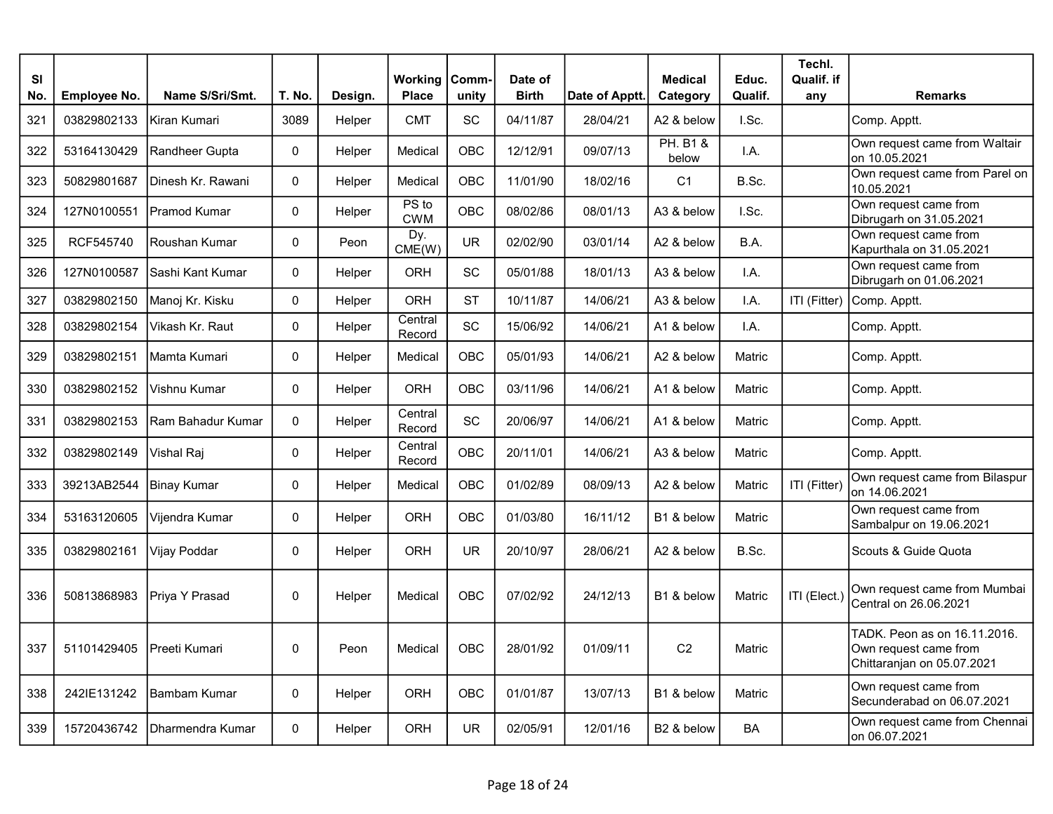| Sl No. | Employee No. | Name S/Sri/Smt. | T. No. | Design. | Working Place | Comm-unity | Date of Birth | Date of Apptt. | Medical Category | Educ. Qualif. | Techl. Qualif. if any | Remarks |
|---|---|---|---|---|---|---|---|---|---|---|---|---|
| 321 | 03829802133 | Kiran Kumari | 3089 | Helper | CMT | SC | 04/11/87 | 28/04/21 | A2 & below | I.Sc. | | Comp. Apptt. |
| 322 | 53164130429 | Randheer Gupta | 0 | Helper | Medical | OBC | 12/12/91 | 09/07/13 | PH. B1 & below | I.A. | | Own request came from Waltair on 10.05.2021 |
| 323 | 50829801687 | Dinesh Kr. Rawani | 0 | Helper | Medical | OBC | 11/01/90 | 18/02/16 | C1 | B.Sc. | | Own request came from Parel on 10.05.2021 |
| 324 | 127N0100551 | Pramod Kumar | 0 | Helper | PS to CWM | OBC | 08/02/86 | 08/01/13 | A3 & below | I.Sc. | | Own request came from Dibrugarh on 31.05.2021 |
| 325 | RCF545740 | Roushan Kumar | 0 | Peon | Dy. CME(W) | UR | 02/02/90 | 03/01/14 | A2 & below | B.A. | | Own request came from Kapurthala on 31.05.2021 |
| 326 | 127N0100587 | Sashi Kant Kumar | 0 | Helper | ORH | SC | 05/01/88 | 18/01/13 | A3 & below | I.A. | | Own request came from Dibrugarh on 01.06.2021 |
| 327 | 03829802150 | Manoj Kr. Kisku | 0 | Helper | ORH | ST | 10/11/87 | 14/06/21 | A3 & below | I.A. | ITI (Fitter) | Comp. Apptt. |
| 328 | 03829802154 | Vikash Kr. Raut | 0 | Helper | Central Record | SC | 15/06/92 | 14/06/21 | A1 & below | I.A. | | Comp. Apptt. |
| 329 | 03829802151 | Mamta Kumari | 0 | Helper | Medical | OBC | 05/01/93 | 14/06/21 | A2 & below | Matric | | Comp. Apptt. |
| 330 | 03829802152 | Vishnu Kumar | 0 | Helper | ORH | OBC | 03/11/96 | 14/06/21 | A1 & below | Matric | | Comp. Apptt. |
| 331 | 03829802153 | Ram Bahadur Kumar | 0 | Helper | Central Record | SC | 20/06/97 | 14/06/21 | A1 & below | Matric | | Comp. Apptt. |
| 332 | 03829802149 | Vishal Raj | 0 | Helper | Central Record | OBC | 20/11/01 | 14/06/21 | A3 & below | Matric | | Comp. Apptt. |
| 333 | 39213AB2544 | Binay Kumar | 0 | Helper | Medical | OBC | 01/02/89 | 08/09/13 | A2 & below | Matric | ITI (Fitter) | Own request came from Bilaspur on 14.06.2021 |
| 334 | 53163120605 | Vijendra Kumar | 0 | Helper | ORH | OBC | 01/03/80 | 16/11/12 | B1 & below | Matric | | Own request came from Sambalpur on 19.06.2021 |
| 335 | 03829802161 | Vijay Poddar | 0 | Helper | ORH | UR | 20/10/97 | 28/06/21 | A2 & below | B.Sc. | | Scouts & Guide Quota |
| 336 | 50813868983 | Priya Y Prasad | 0 | Helper | Medical | OBC | 07/02/92 | 24/12/13 | B1 & below | Matric | ITI (Elect.) | Own request came from Mumbai Central on 26.06.2021 |
| 337 | 51101429405 | Preeti Kumari | 0 | Peon | Medical | OBC | 28/01/92 | 01/09/11 | C2 | Matric | | TADK. Peon as on 16.11.2016. Own request came from Chittaranjan on 05.07.2021 |
| 338 | 242IE131242 | Bambam Kumar | 0 | Helper | ORH | OBC | 01/01/87 | 13/07/13 | B1 & below | Matric | | Own request came from Secunderabad on 06.07.2021 |
| 339 | 15720436742 | Dharmendra Kumar | 0 | Helper | ORH | UR | 02/05/91 | 12/01/16 | B2 & below | BA | | Own request came from Chennai on 06.07.2021 |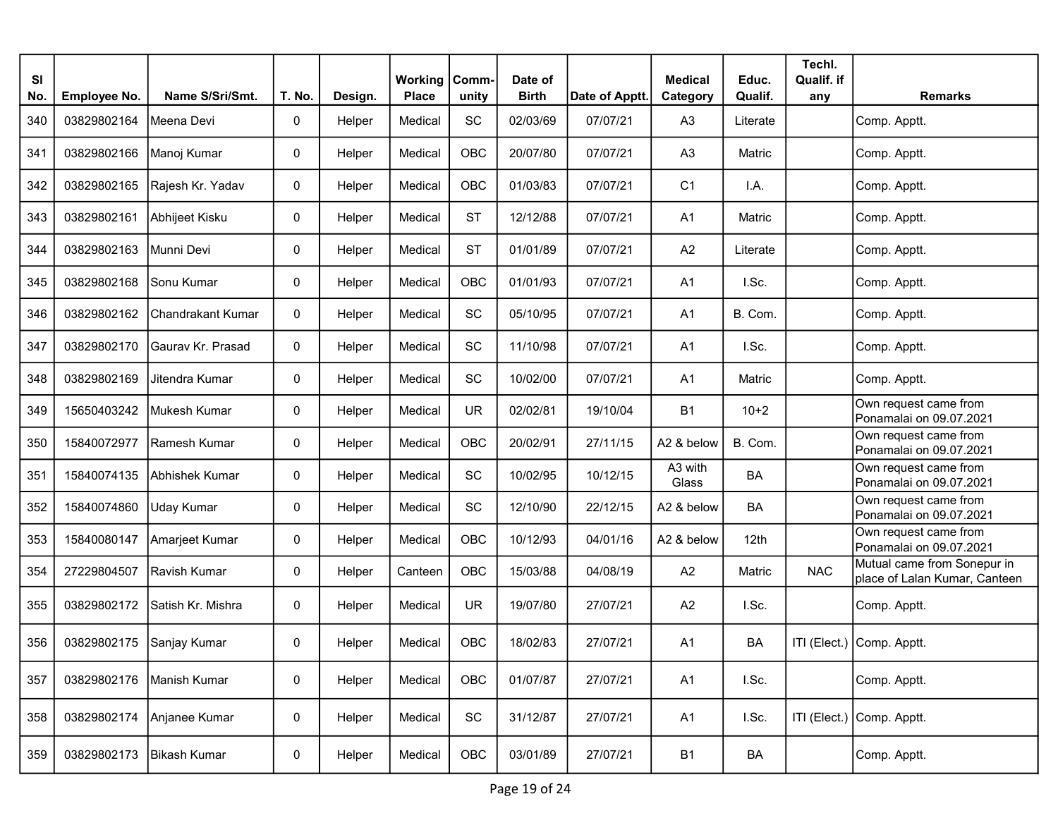| Sl No. | Employee No. | Name S/Sri/Smt. | T. No. | Design. | Working Place | Comm-unity | Date of Birth | Date of Apptt. | Medical Category | Educ. Qualif. | Techl. Qualif. if any | Remarks |
|---|---|---|---|---|---|---|---|---|---|---|---|---|
| 340 | 03829802164 | Meena Devi | 0 | Helper | Medical | SC | 02/03/69 | 07/07/21 | A3 | Literate | | Comp. Apptt. |
| 341 | 03829802166 | Manoj Kumar | 0 | Helper | Medical | OBC | 20/07/80 | 07/07/21 | A3 | Matric | | Comp. Apptt. |
| 342 | 03829802165 | Rajesh Kr. Yadav | 0 | Helper | Medical | OBC | 01/03/83 | 07/07/21 | C1 | I.A. | | Comp. Apptt. |
| 343 | 03829802161 | Abhijeet Kisku | 0 | Helper | Medical | ST | 12/12/88 | 07/07/21 | A1 | Matric | | Comp. Apptt. |
| 344 | 03829802163 | Munni Devi | 0 | Helper | Medical | ST | 01/01/89 | 07/07/21 | A2 | Literate | | Comp. Apptt. |
| 345 | 03829802168 | Sonu Kumar | 0 | Helper | Medical | OBC | 01/01/93 | 07/07/21 | A1 | I.Sc. | | Comp. Apptt. |
| 346 | 03829802162 | Chandrakant Kumar | 0 | Helper | Medical | SC | 05/10/95 | 07/07/21 | A1 | B. Com. | | Comp. Apptt. |
| 347 | 03829802170 | Gaurav Kr. Prasad | 0 | Helper | Medical | SC | 11/10/98 | 07/07/21 | A1 | I.Sc. | | Comp. Apptt. |
| 348 | 03829802169 | Jitendra Kumar | 0 | Helper | Medical | SC | 10/02/00 | 07/07/21 | A1 | Matric | | Comp. Apptt. |
| 349 | 15650403242 | Mukesh Kumar | 0 | Helper | Medical | UR | 02/02/81 | 19/10/04 | B1 | 10+2 | | Own request came from Ponamalai on 09.07.2021 |
| 350 | 15840072977 | Ramesh Kumar | 0 | Helper | Medical | OBC | 20/02/91 | 27/11/15 | A2 & below | B. Com. | | Own request came from Ponamalai on 09.07.2021 |
| 351 | 15840074135 | Abhishek Kumar | 0 | Helper | Medical | SC | 10/02/95 | 10/12/15 | A3 with Glass | BA | | Own request came from Ponamalai on 09.07.2021 |
| 352 | 15840074860 | Uday Kumar | 0 | Helper | Medical | SC | 12/10/90 | 22/12/15 | A2 & below | BA | | Own request came from Ponamalai on 09.07.2021 |
| 353 | 15840080147 | Amarjeet Kumar | 0 | Helper | Medical | OBC | 10/12/93 | 04/01/16 | A2 & below | 12th | | Own request came from Ponamalai on 09.07.2021 |
| 354 | 27229804507 | Ravish Kumar | 0 | Helper | Canteen | OBC | 15/03/88 | 04/08/19 | A2 | Matric | NAC | Mutual came from Sonepur in place of Lalan Kumar, Canteen |
| 355 | 03829802172 | Satish Kr. Mishra | 0 | Helper | Medical | UR | 19/07/80 | 27/07/21 | A2 | I.Sc. | | Comp. Apptt. |
| 356 | 03829802175 | Sanjay Kumar | 0 | Helper | Medical | OBC | 18/02/83 | 27/07/21 | A1 | BA | ITI (Elect.) | Comp. Apptt. |
| 357 | 03829802176 | Manish Kumar | 0 | Helper | Medical | OBC | 01/07/87 | 27/07/21 | A1 | I.Sc. | | Comp. Apptt. |
| 358 | 03829802174 | Anjanee Kumar | 0 | Helper | Medical | SC | 31/12/87 | 27/07/21 | A1 | I.Sc. | ITI (Elect.) | Comp. Apptt. |
| 359 | 03829802173 | Bikash Kumar | 0 | Helper | Medical | OBC | 03/01/89 | 27/07/21 | B1 | BA | | Comp. Apptt. |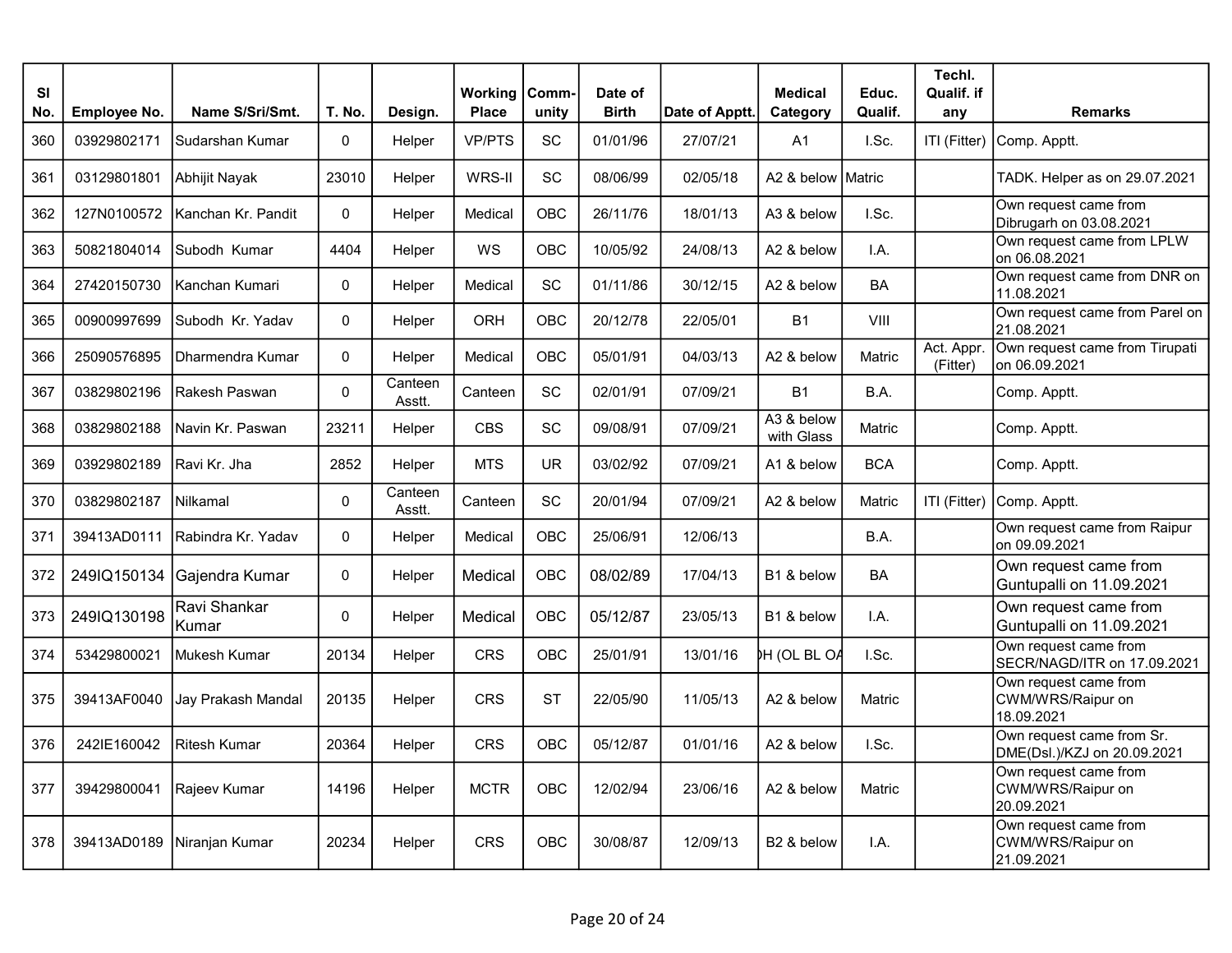| Sl No. | Employee No. | Name S/Sri/Smt. | T. No. | Design. | Working Place | Comm-unity | Date of Birth | Date of Apptt. | Medical Category | Educ. Qualif. | Techl. Qualif. if any | Remarks |
|---|---|---|---|---|---|---|---|---|---|---|---|---|
| 360 | 03929802171 | Sudarshan Kumar | 0 | Helper | VP/PTS | SC | 01/01/96 | 27/07/21 | A1 | I.Sc. | ITI (Fitter) | Comp. Apptt. |
| 361 | 03129801801 | Abhijit Nayak | 23010 | Helper | WRS-II | SC | 08/06/99 | 02/05/18 | A2 & below | Matric | | TADK. Helper as on 29.07.2021 |
| 362 | 127N0100572 | Kanchan Kr. Pandit | 0 | Helper | Medical | OBC | 26/11/76 | 18/01/13 | A3 & below | I.Sc. | | Own request came from Dibrugarh on 03.08.2021 |
| 363 | 50821804014 | Subodh Kumar | 4404 | Helper | WS | OBC | 10/05/92 | 24/08/13 | A2 & below | I.A. | | Own request came from LPLW on 06.08.2021 |
| 364 | 27420150730 | Kanchan Kumari | 0 | Helper | Medical | SC | 01/11/86 | 30/12/15 | A2 & below | BA | | Own request came from DNR on 11.08.2021 |
| 365 | 00900997699 | Subodh Kr. Yadav | 0 | Helper | ORH | OBC | 20/12/78 | 22/05/01 | B1 | VIII | | Own request came from Parel on 21.08.2021 |
| 366 | 25090576895 | Dharmendra Kumar | 0 | Helper | Medical | OBC | 05/01/91 | 04/03/13 | A2 & below | Matric | Act. Appr. (Fitter) | Own request came from Tirupati on 06.09.2021 |
| 367 | 03829802196 | Rakesh Paswan | 0 | Canteen Asstt. | Canteen | SC | 02/01/91 | 07/09/21 | B1 | B.A. | | Comp. Apptt. |
| 368 | 03829802188 | Navin Kr. Paswan | 23211 | Helper | CBS | SC | 09/08/91 | 07/09/21 | A3 & below with Glass | Matric | | Comp. Apptt. |
| 369 | 03929802189 | Ravi Kr. Jha | 2852 | Helper | MTS | UR | 03/02/92 | 07/09/21 | A1 & below | BCA | | Comp. Apptt. |
| 370 | 03829802187 | Nilkamal | 0 | Canteen Asstt. | Canteen | SC | 20/01/94 | 07/09/21 | A2 & below | Matric | ITI (Fitter) | Comp. Apptt. |
| 371 | 39413AD0111 | Rabindra Kr. Yadav | 0 | Helper | Medical | OBC | 25/06/91 | 12/06/13 | | B.A. | | Own request came from Raipur on 09.09.2021 |
| 372 | 249IQ150134 | Gajendra Kumar | 0 | Helper | Medical | OBC | 08/02/89 | 17/04/13 | B1 & below | BA | | Own request came from Guntupalli on 11.09.2021 |
| 373 | 249IQ130198 | Ravi Shankar Kumar | 0 | Helper | Medical | OBC | 05/12/87 | 23/05/13 | B1 & below | I.A. | | Own request came from Guntupalli on 11.09.2021 |
| 374 | 53429800021 | Mukesh Kumar | 20134 | Helper | CRS | OBC | 25/01/91 | 13/01/16 | )H (OL BL OA | I.Sc. | | Own request came from SECR/NAGD/ITR on 17.09.2021 |
| 375 | 39413AF0040 | Jay Prakash Mandal | 20135 | Helper | CRS | ST | 22/05/90 | 11/05/13 | A2 & below | Matric | | Own request came from CWM/WRS/Raipur on 18.09.2021 |
| 376 | 242IE160042 | Ritesh Kumar | 20364 | Helper | CRS | OBC | 05/12/87 | 01/01/16 | A2 & below | I.Sc. | | Own request came from Sr. DME(Dsl.)/KZJ on 20.09.2021 |
| 377 | 39429800041 | Rajeev Kumar | 14196 | Helper | MCTR | OBC | 12/02/94 | 23/06/16 | A2 & below | Matric | | Own request came from CWM/WRS/Raipur on 20.09.2021 |
| 378 | 39413AD0189 | Niranjan Kumar | 20234 | Helper | CRS | OBC | 30/08/87 | 12/09/13 | B2 & below | I.A. | | Own request came from CWM/WRS/Raipur on 21.09.2021 |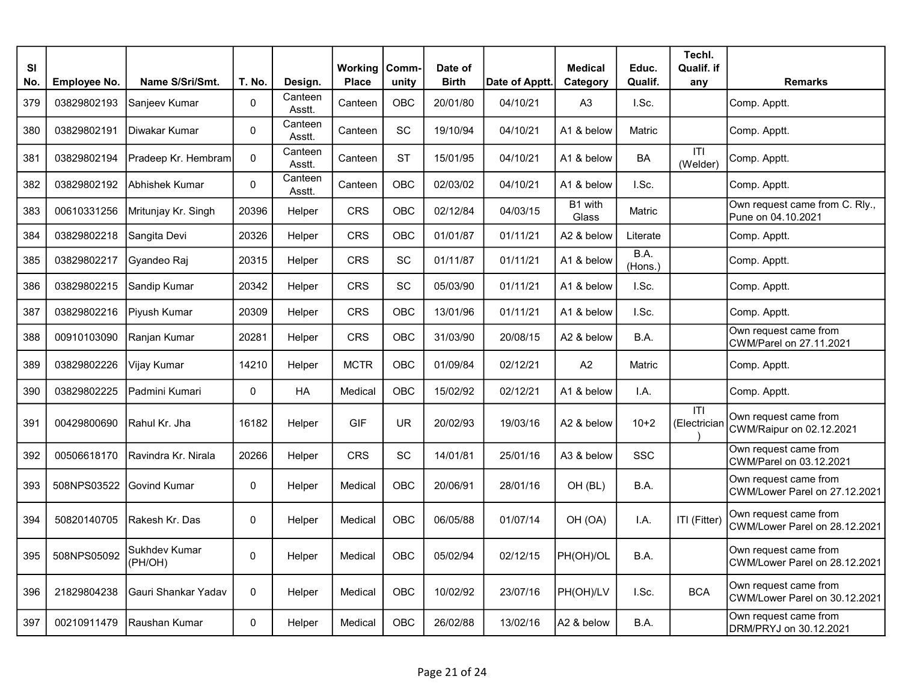| Sl No. | Employee No. | Name S/Sri/Smt. | T. No. | Design. | Working Place | Comm-unity | Date of Birth | Date of Apptt. | Medical Category | Educ. Qualif. | Techl. Qualif. if any | Remarks |
|---|---|---|---|---|---|---|---|---|---|---|---|---|
| 379 | 03829802193 | Sanjeev Kumar | 0 | Canteen Asstt. | Canteen | OBC | 20/01/80 | 04/10/21 | A3 | I.Sc. | | Comp. Apptt. |
| 380 | 03829802191 | Diwakar Kumar | 0 | Canteen Asstt. | Canteen | SC | 19/10/94 | 04/10/21 | A1 & below | Matric | | Comp. Apptt. |
| 381 | 03829802194 | Pradeep Kr. Hembram | 0 | Canteen Asstt. | Canteen | ST | 15/01/95 | 04/10/21 | A1 & below | BA | ITI (Welder) | Comp. Apptt. |
| 382 | 03829802192 | Abhishek Kumar | 0 | Canteen Asstt. | Canteen | OBC | 02/03/02 | 04/10/21 | A1 & below | I.Sc. | | Comp. Apptt. |
| 383 | 00610331256 | Mritunjay Kr. Singh | 20396 | Helper | CRS | OBC | 02/12/84 | 04/03/15 | B1 with Glass | Matric | | Own request came from C. Rly., Pune on 04.10.2021 |
| 384 | 03829802218 | Sangita Devi | 20326 | Helper | CRS | OBC | 01/01/87 | 01/11/21 | A2 & below | Literate | | Comp. Apptt. |
| 385 | 03829802217 | Gyandeo Raj | 20315 | Helper | CRS | SC | 01/11/87 | 01/11/21 | A1 & below | B.A. (Hons.) | | Comp. Apptt. |
| 386 | 03829802215 | Sandip Kumar | 20342 | Helper | CRS | SC | 05/03/90 | 01/11/21 | A1 & below | I.Sc. | | Comp. Apptt. |
| 387 | 03829802216 | Piyush Kumar | 20309 | Helper | CRS | OBC | 13/01/96 | 01/11/21 | A1 & below | I.Sc. | | Comp. Apptt. |
| 388 | 00910103090 | Ranjan Kumar | 20281 | Helper | CRS | OBC | 31/03/90 | 20/08/15 | A2 & below | B.A. | | Own request came from CWM/Parel on 27.11.2021 |
| 389 | 03829802226 | Vijay Kumar | 14210 | Helper | MCTR | OBC | 01/09/84 | 02/12/21 | A2 | Matric | | Comp. Apptt. |
| 390 | 03829802225 | Padmini Kumari | 0 | HA | Medical | OBC | 15/02/92 | 02/12/21 | A1 & below | I.A. | | Comp. Apptt. |
| 391 | 00429800690 | Rahul Kr. Jha | 16182 | Helper | GIF | UR | 20/02/93 | 19/03/16 | A2 & below | 10+2 | ITI (Electrician) | Own request came from CWM/Raipur on 02.12.2021 |
| 392 | 00506618170 | Ravindra Kr. Nirala | 20266 | Helper | CRS | SC | 14/01/81 | 25/01/16 | A3 & below | SSC | | Own request came from CWM/Parel on 03.12.2021 |
| 393 | 508NPS03522 | Govind Kumar | 0 | Helper | Medical | OBC | 20/06/91 | 28/01/16 | OH (BL) | B.A. | | Own request came from CWM/Lower Parel on 27.12.2021 |
| 394 | 50820140705 | Rakesh Kr. Das | 0 | Helper | Medical | OBC | 06/05/88 | 01/07/14 | OH (OA) | I.A. | ITI (Fitter) | Own request came from CWM/Lower Parel on 28.12.2021 |
| 395 | 508NPS05092 | Sukhdev Kumar (PH/OH) | 0 | Helper | Medical | OBC | 05/02/94 | 02/12/15 | PH(OH)/OL | B.A. | | Own request came from CWM/Lower Parel on 28.12.2021 |
| 396 | 21829804238 | Gauri Shankar Yadav | 0 | Helper | Medical | OBC | 10/02/92 | 23/07/16 | PH(OH)/LV | I.Sc. | BCA | Own request came from CWM/Lower Parel on 30.12.2021 |
| 397 | 00210911479 | Raushan Kumar | 0 | Helper | Medical | OBC | 26/02/88 | 13/02/16 | A2 & below | B.A. | | Own request came from DRM/PRYJ on 30.12.2021 |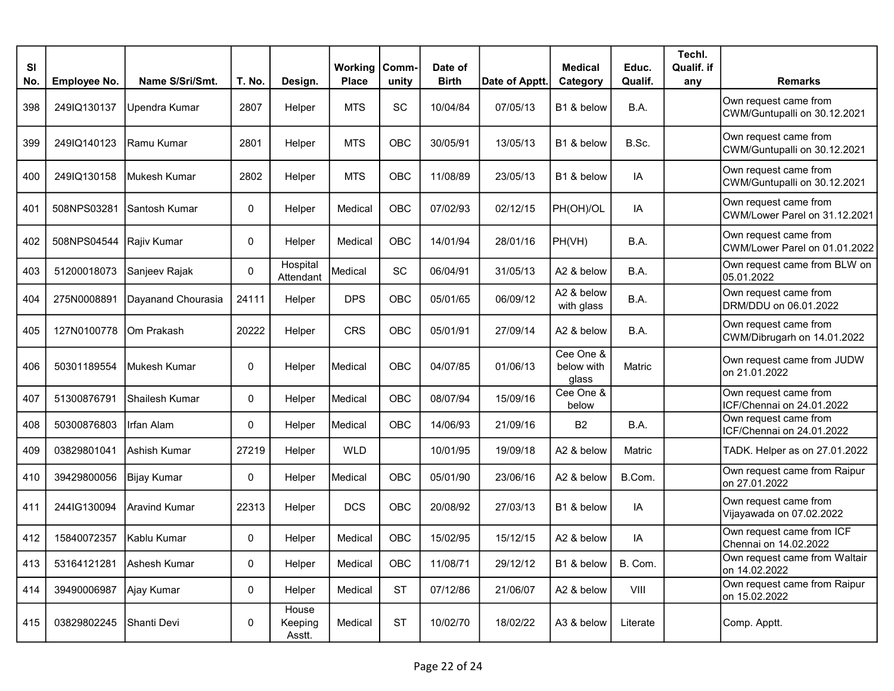| Sl No. | Employee No. | Name S/Sri/Smt. | T. No. | Design. | Working Place | Comm-unity | Date of Birth | Date of Apptt. | Medical Category | Educ. Qualif. | Techl. Qualif. if any | Remarks |
|---|---|---|---|---|---|---|---|---|---|---|---|---|
| 398 | 249IQ130137 | Upendra Kumar | 2807 | Helper | MTS | SC | 10/04/84 | 07/05/13 | B1 & below | B.A. | | Own request came from CWM/Guntupalli on 30.12.2021 |
| 399 | 249IQ140123 | Ramu Kumar | 2801 | Helper | MTS | OBC | 30/05/91 | 13/05/13 | B1 & below | B.Sc. | | Own request came from CWM/Guntupalli on 30.12.2021 |
| 400 | 249IQ130158 | Mukesh Kumar | 2802 | Helper | MTS | OBC | 11/08/89 | 23/05/13 | B1 & below | IA | | Own request came from CWM/Guntupalli on 30.12.2021 |
| 401 | 508NPS03281 | Santosh Kumar | 0 | Helper | Medical | OBC | 07/02/93 | 02/12/15 | PH(OH)/OL | IA | | Own request came from CWM/Lower Parel on 31.12.2021 |
| 402 | 508NPS04544 | Rajiv Kumar | 0 | Helper | Medical | OBC | 14/01/94 | 28/01/16 | PH(VH) | B.A. | | Own request came from CWM/Lower Parel on 01.01.2022 |
| 403 | 51200018073 | Sanjeev Rajak | 0 | Hospital Attendant | Medical | SC | 06/04/91 | 31/05/13 | A2 & below | B.A. | | Own request came from BLW on 05.01.2022 |
| 404 | 275N0008891 | Dayanand Chourasia | 24111 | Helper | DPS | OBC | 05/01/65 | 06/09/12 | A2 & below with glass | B.A. | | Own request came from DRM/DDU on 06.01.2022 |
| 405 | 127N0100778 | Om Prakash | 20222 | Helper | CRS | OBC | 05/01/91 | 27/09/14 | A2 & below | B.A. | | Own request came from CWM/Dibrugarh on 14.01.2022 |
| 406 | 50301189554 | Mukesh Kumar | 0 | Helper | Medical | OBC | 04/07/85 | 01/06/13 | Cee One & below with glass | Matric | | Own request came from JUDW on 21.01.2022 |
| 407 | 51300876791 | Shailesh Kumar | 0 | Helper | Medical | OBC | 08/07/94 | 15/09/16 | Cee One & below | | | Own request came from ICF/Chennai on 24.01.2022 |
| 408 | 50300876803 | Irfan Alam | 0 | Helper | Medical | OBC | 14/06/93 | 21/09/16 | B2 | B.A. | | Own request came from ICF/Chennai on 24.01.2022 |
| 409 | 03829801041 | Ashish Kumar | 27219 | Helper | WLD | | 10/01/95 | 19/09/18 | A2 & below | Matric | | TADK. Helper as on 27.01.2022 |
| 410 | 39429800056 | Bijay Kumar | 0 | Helper | Medical | OBC | 05/01/90 | 23/06/16 | A2 & below | B.Com. | | Own request came from Raipur on 27.01.2022 |
| 411 | 244IG130094 | Aravind Kumar | 22313 | Helper | DCS | OBC | 20/08/92 | 27/03/13 | B1 & below | IA | | Own request came from Vijayawada on 07.02.2022 |
| 412 | 15840072357 | Kablu Kumar | 0 | Helper | Medical | OBC | 15/02/95 | 15/12/15 | A2 & below | IA | | Own request came from ICF Chennai on 14.02.2022 |
| 413 | 53164121281 | Ashesh Kumar | 0 | Helper | Medical | OBC | 11/08/71 | 29/12/12 | B1 & below | B. Com. | | Own request came from Waltair on 14.02.2022 |
| 414 | 39490006987 | Ajay Kumar | 0 | Helper | Medical | ST | 07/12/86 | 21/06/07 | A2 & below | VIII | | Own request came from Raipur on 15.02.2022 |
| 415 | 03829802245 | Shanti Devi | 0 | House Keeping Asstt. | Medical | ST | 10/02/70 | 18/02/22 | A3 & below | Literate | | Comp. Apptt. |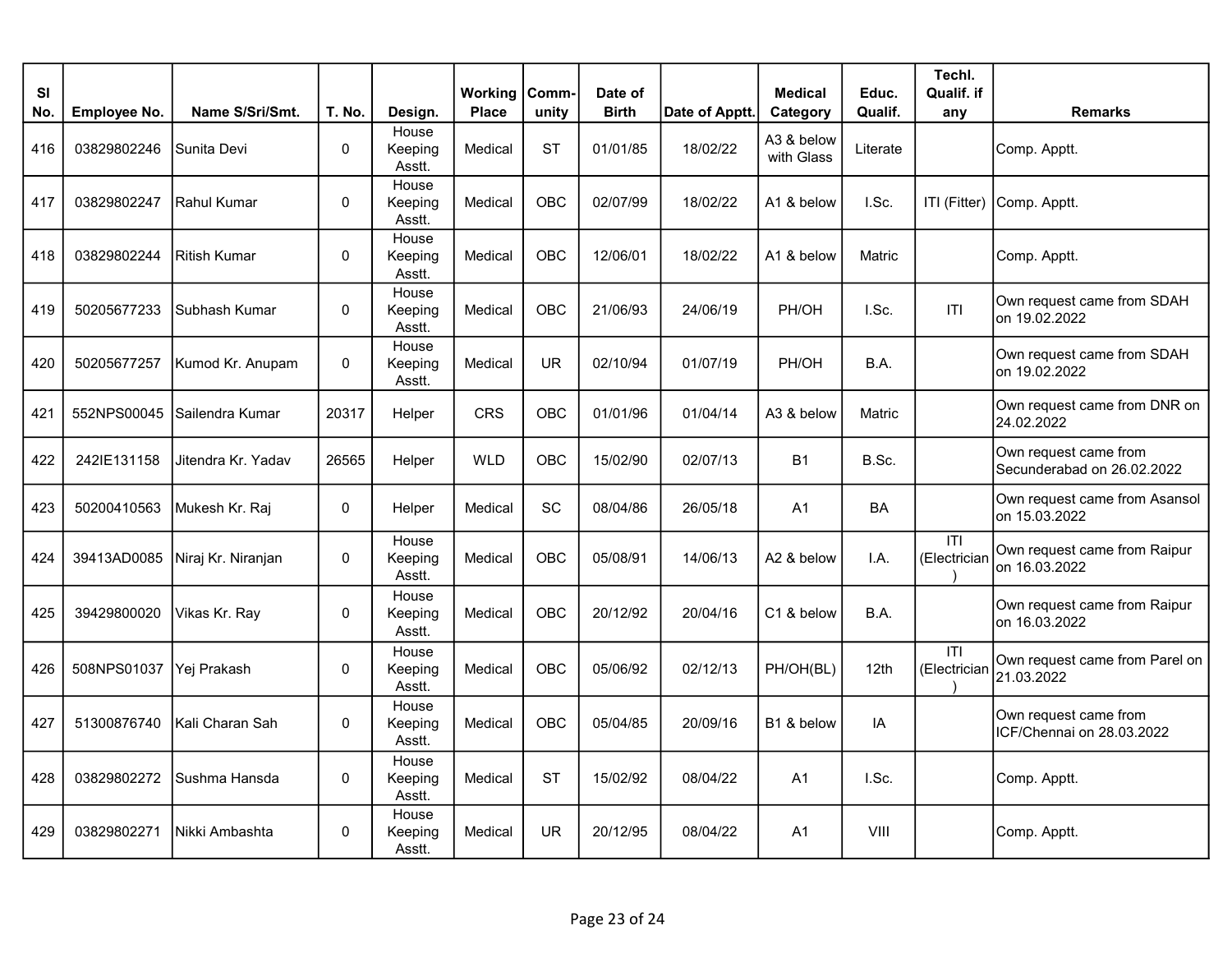| Sl No. | Employee No. | Name S/Sri/Smt. | T. No. | Design. | Working Place | Comm-unity | Date of Birth | Date of Apptt. | Medical Category | Educ. Qualif. | Techl. Qualif. if any | Remarks |
|---|---|---|---|---|---|---|---|---|---|---|---|---|
| 416 | 03829802246 | Sunita Devi | 0 | House Keeping Asstt. | Medical | ST | 01/01/85 | 18/02/22 | A3 & below with Glass | Literate | | Comp. Apptt. |
| 417 | 03829802247 | Rahul Kumar | 0 | House Keeping Asstt. | Medical | OBC | 02/07/99 | 18/02/22 | A1 & below | I.Sc. | ITI (Fitter) | Comp. Apptt. |
| 418 | 03829802244 | Ritish Kumar | 0 | House Keeping Asstt. | Medical | OBC | 12/06/01 | 18/02/22 | A1 & below | Matric | | Comp. Apptt. |
| 419 | 50205677233 | Subhash Kumar | 0 | House Keeping Asstt. | Medical | OBC | 21/06/93 | 24/06/19 | PH/OH | I.Sc. | ITI | Own request came from SDAH on 19.02.2022 |
| 420 | 50205677257 | Kumod Kr. Anupam | 0 | House Keeping Asstt. | Medical | UR | 02/10/94 | 01/07/19 | PH/OH | B.A. | | Own request came from SDAH on 19.02.2022 |
| 421 | 552NPS00045 | Sailendra Kumar | 20317 | Helper | CRS | OBC | 01/01/96 | 01/04/14 | A3 & below | Matric | | Own request came from DNR on 24.02.2022 |
| 422 | 242IE131158 | Jitendra Kr. Yadav | 26565 | Helper | WLD | OBC | 15/02/90 | 02/07/13 | B1 | B.Sc. | | Own request came from Secunderabad on 26.02.2022 |
| 423 | 50200410563 | Mukesh Kr. Raj | 0 | Helper | Medical | SC | 08/04/86 | 26/05/18 | A1 | BA | | Own request came from Asansol on 15.03.2022 |
| 424 | 39413AD0085 | Niraj Kr. Niranjan | 0 | House Keeping Asstt. | Medical | OBC | 05/08/91 | 14/06/13 | A2 & below | I.A. | ITI (Electrician) | Own request came from Raipur on 16.03.2022 |
| 425 | 39429800020 | Vikas Kr. Ray | 0 | House Keeping Asstt. | Medical | OBC | 20/12/92 | 20/04/16 | C1 & below | B.A. | | Own request came from Raipur on 16.03.2022 |
| 426 | 508NPS01037 | Yej Prakash | 0 | House Keeping Asstt. | Medical | OBC | 05/06/92 | 02/12/13 | PH/OH(BL) | 12th | ITI (Electrician) | Own request came from Parel on 21.03.2022 |
| 427 | 51300876740 | Kali Charan Sah | 0 | House Keeping Asstt. | Medical | OBC | 05/04/85 | 20/09/16 | B1 & below | IA | | Own request came from ICF/Chennai on 28.03.2022 |
| 428 | 03829802272 | Sushma Hansda | 0 | House Keeping Asstt. | Medical | ST | 15/02/92 | 08/04/22 | A1 | I.Sc. | | Comp. Apptt. |
| 429 | 03829802271 | Nikki Ambashta | 0 | House Keeping Asstt. | Medical | UR | 20/12/95 | 08/04/22 | A1 | VIII | | Comp. Apptt. |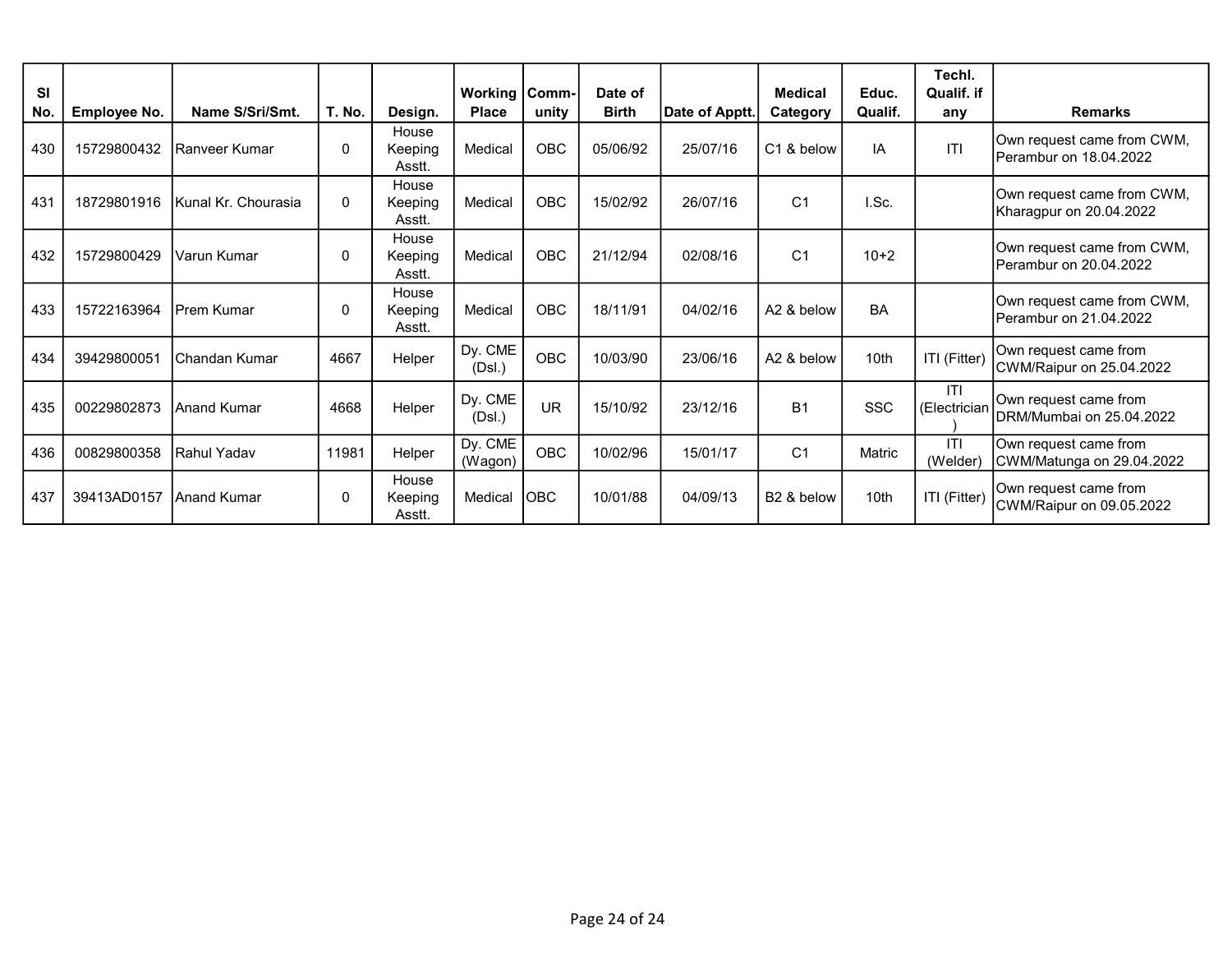| Sl No. | Employee No. | Name S/Sri/Smt. | T. No. | Design. | Working Place | Comm-unity | Date of Birth | Date of Apptt. | Medical Category | Educ. Qualif. | Techl. Qualif. if any | Remarks |
|---|---|---|---|---|---|---|---|---|---|---|---|---|
| 430 | 15729800432 | Ranveer Kumar | 0 | House Keeping Asstt. | Medical | OBC | 05/06/92 | 25/07/16 | C1 & below | IA | ITI | Own request came from CWM, Perambur on 18.04.2022 |
| 431 | 18729801916 | Kunal Kr. Chourasia | 0 | House Keeping Asstt. | Medical | OBC | 15/02/92 | 26/07/16 | C1 | I.Sc. | | Own request came from CWM, Kharagpur on 20.04.2022 |
| 432 | 15729800429 | Varun Kumar | 0 | House Keeping Asstt. | Medical | OBC | 21/12/94 | 02/08/16 | C1 | 10+2 | | Own request came from CWM, Perambur on 20.04.2022 |
| 433 | 15722163964 | Prem Kumar | 0 | House Keeping Asstt. | Medical | OBC | 18/11/91 | 04/02/16 | A2 & below | BA | | Own request came from CWM, Perambur on 21.04.2022 |
| 434 | 39429800051 | Chandan Kumar | 4667 | Helper | Dy. CME (Dsl.) | OBC | 10/03/90 | 23/06/16 | A2 & below | 10th | ITI (Fitter) | Own request came from CWM/Raipur on 25.04.2022 |
| 435 | 00229802873 | Anand Kumar | 4668 | Helper | Dy. CME (Dsl.) | UR | 15/10/92 | 23/12/16 | B1 | SSC | ITI (Electrician) | Own request came from DRM/Mumbai on 25.04.2022 |
| 436 | 00829800358 | Rahul Yadav | 11981 | Helper | Dy. CME (Wagon) | OBC | 10/02/96 | 15/01/17 | C1 | Matric | ITI (Welder) | Own request came from CWM/Matunga on 29.04.2022 |
| 437 | 39413AD0157 | Anand Kumar | 0 | House Keeping Asstt. | Medical | OBC | 10/01/88 | 04/09/13 | B2 & below | 10th | ITI (Fitter) | Own request came from CWM/Raipur on 09.05.2022 |